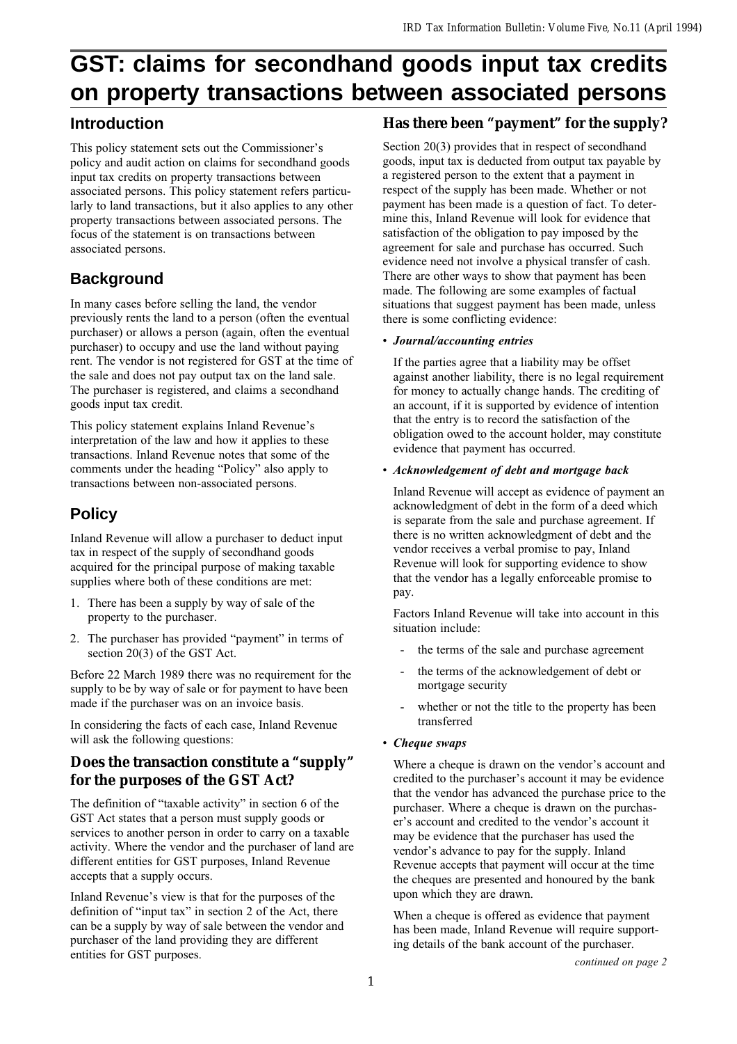# GST: claims for secondhand goods input tax credits on property transactions between associated persons

## Introduction

This policy statement sets out the Commissioner's policy and audit action on claims for secondhand goods input tax credits on property transactions between associated persons. This policy statement refers particularly to land transactions, but it also applies to any other property transactions between associated persons. The focus of the statement is on transactions between associated persons.

## Background

In many cases before selling the land, the vendor previously rents the land to a person (often the eventual purchaser) or allows a person (again, often the eventual purchaser) to occupy and use the land without paying rent. The vendor is not registered for GST at the time of the sale and does not pay output tax on the land sale. The purchaser is registered, and claims a secondhand goods input tax credit.

This policy statement explains Inland Revenue's interpretation of the law and how it applies to these transactions. Inland Revenue notes that some of the comments under the heading "Policy" also apply to transactions between non-associated persons.

## Policy

Inland Revenue will allow a purchaser to deduct input tax in respect of the supply of secondhand goods acquired for the principal purpose of making taxable supplies where both of these conditions are met:

1. There has been a supply by way of sale of the property to the purchaser.
2. The purchaser has provided "payment" in terms of section 20(3) of the GST Act.

Before 22 March 1989 there was no requirement for the supply to be by way of sale or for payment to have been made if the purchaser was on an invoice basis.

In considering the facts of each case, Inland Revenue will ask the following questions:

### Does the transaction constitute a "supply" for the purposes of the GST Act?

The definition of "taxable activity" in section 6 of the GST Act states that a person must supply goods or services to another person in order to carry on a taxable activity. Where the vendor and the purchaser of land are different entities for GST purposes, Inland Revenue accepts that a supply occurs.

Inland Revenue's view is that for the purposes of the definition of "input tax" in section 2 of the Act, there can be a supply by way of sale between the vendor and purchaser of the land providing they are different entities for GST purposes.

### Has there been "payment" for the supply?

Section 20(3) provides that in respect of secondhand goods, input tax is deducted from output tax payable by a registered person to the extent that a payment in respect of the supply has been made. Whether or not payment has been made is a question of fact. To determine this, Inland Revenue will look for evidence that satisfaction of the obligation to pay imposed by the agreement for sale and purchase has occurred. Such evidence need not involve a physical transfer of cash. There are other ways to show that payment has been made. The following are some examples of factual situations that suggest payment has been made, unless there is some conflicting evidence:

- ***Journal/accounting entries***

  If the parties agree that a liability may be offset against another liability, there is no legal requirement for money to actually change hands. The crediting of an account, if it is supported by evidence of intention that the entry is to record the satisfaction of the obligation owed to the account holder, may constitute evidence that payment has occurred.

- ***Acknowledgement of debt and mortgage back***

  Inland Revenue will accept as evidence of payment an acknowledgment of debt in the form of a deed which is separate from the sale and purchase agreement. If there is no written acknowledgment of debt and the vendor receives a verbal promise to pay, Inland Revenue will look for supporting evidence to show that the vendor has a legally enforceable promise to pay.

  Factors Inland Revenue will take into account in this situation include:

  - the terms of the sale and purchase agreement
  - the terms of the acknowledgement of debt or mortgage security
  - whether or not the title to the property has been transferred

- ***Cheque swaps***

  Where a cheque is drawn on the vendor's account and credited to the purchaser's account it may be evidence that the vendor has advanced the purchase price to the purchaser. Where a cheque is drawn on the purchaser's account and credited to the vendor's account it may be evidence that the purchaser has used the vendor's advance to pay for the supply. Inland Revenue accepts that payment will occur at the time the cheques are presented and honoured by the bank upon which they are drawn.

  When a cheque is offered as evidence that payment has been made, Inland Revenue will require supporting details of the bank account of the purchaser.

*continued on page 2*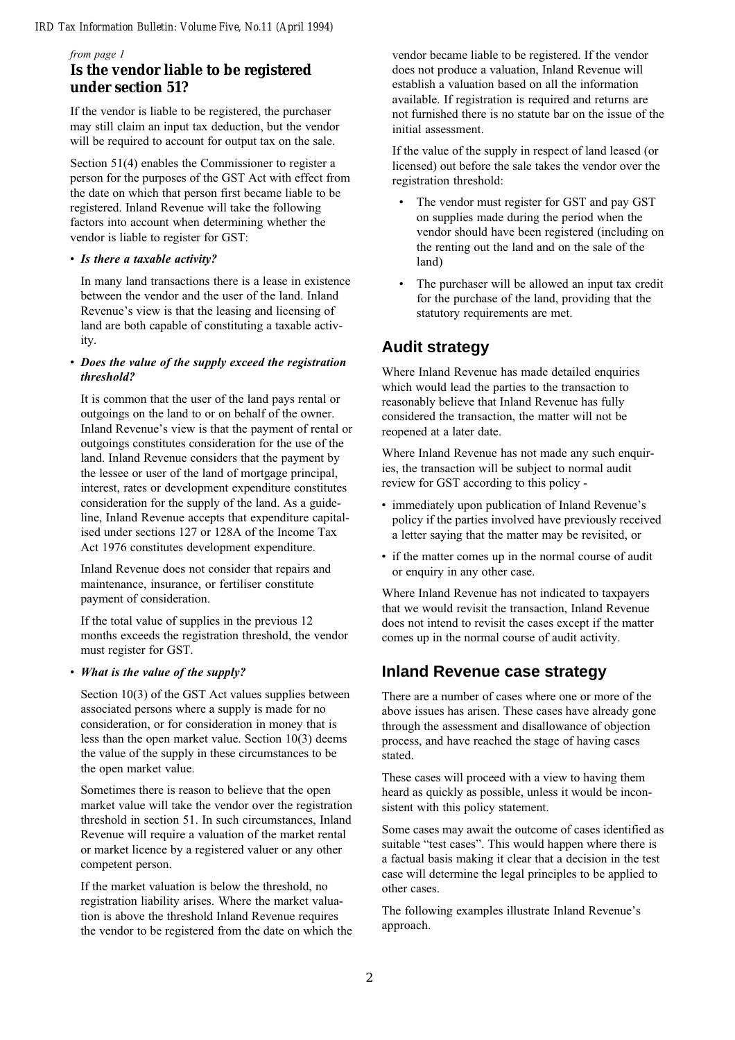*from page 1*

### Is the vendor liable to be registered under section 51?

If the vendor is liable to be registered, the purchaser may still claim an input tax deduction, but the vendor will be required to account for output tax on the sale.

Section 51(4) enables the Commissioner to register a person for the purposes of the GST Act with effect from the date on which that person first became liable to be registered. Inland Revenue will take the following factors into account when determining whether the vendor is liable to register for GST:

- ***Is there a taxable activity?***

  In many land transactions there is a lease in existence between the vendor and the user of the land. Inland Revenue's view is that the leasing and licensing of land are both capable of constituting a taxable activity.

- ***Does the value of the supply exceed the registration threshold?***

  It is common that the user of the land pays rental or outgoings on the land to or on behalf of the owner. Inland Revenue's view is that the payment of rental or outgoings constitutes consideration for the use of the land. Inland Revenue considers that the payment by the lessee or user of the land of mortgage principal, interest, rates or development expenditure constitutes consideration for the supply of the land. As a guideline, Inland Revenue accepts that expenditure capitalised under sections 127 or 128A of the Income Tax Act 1976 constitutes development expenditure.

  Inland Revenue does not consider that repairs and maintenance, insurance, or fertiliser constitute payment of consideration.

  If the total value of supplies in the previous 12 months exceeds the registration threshold, the vendor must register for GST.

- ***What is the value of the supply?***

  Section 10(3) of the GST Act values supplies between associated persons where a supply is made for no consideration, or for consideration in money that is less than the open market value. Section 10(3) deems the value of the supply in these circumstances to be the open market value.

  Sometimes there is reason to believe that the open market value will take the vendor over the registration threshold in section 51. In such circumstances, Inland Revenue will require a valuation of the market rental or market licence by a registered valuer or any other competent person.

  If the market valuation is below the threshold, no registration liability arises. Where the market valuation is above the threshold Inland Revenue requires the vendor to be registered from the date on which the vendor became liable to be registered. If the vendor does not produce a valuation, Inland Revenue will establish a valuation based on all the information available. If registration is required and returns are not furnished there is no statute bar on the issue of the initial assessment.

  If the value of the supply in respect of land leased (or licensed) out before the sale takes the vendor over the registration threshold:

  - The vendor must register for GST and pay GST on supplies made during the period when the vendor should have been registered (including on the renting out the land and on the sale of the land)
  - The purchaser will be allowed an input tax credit for the purchase of the land, providing that the statutory requirements are met.

## Audit strategy

Where Inland Revenue has made detailed enquiries which would lead the parties to the transaction to reasonably believe that Inland Revenue has fully considered the transaction, the matter will not be reopened at a later date.

Where Inland Revenue has not made any such enquiries, the transaction will be subject to normal audit review for GST according to this policy -

- immediately upon publication of Inland Revenue's policy if the parties involved have previously received a letter saying that the matter may be revisited, or
- if the matter comes up in the normal course of audit or enquiry in any other case.

Where Inland Revenue has not indicated to taxpayers that we would revisit the transaction, Inland Revenue does not intend to revisit the cases except if the matter comes up in the normal course of audit activity.

## Inland Revenue case strategy

There are a number of cases where one or more of the above issues has arisen. These cases have already gone through the assessment and disallowance of objection process, and have reached the stage of having cases stated.

These cases will proceed with a view to having them heard as quickly as possible, unless it would be inconsistent with this policy statement.

Some cases may await the outcome of cases identified as suitable "test cases". This would happen where there is a factual basis making it clear that a decision in the test case will determine the legal principles to be applied to other cases.

The following examples illustrate Inland Revenue's approach.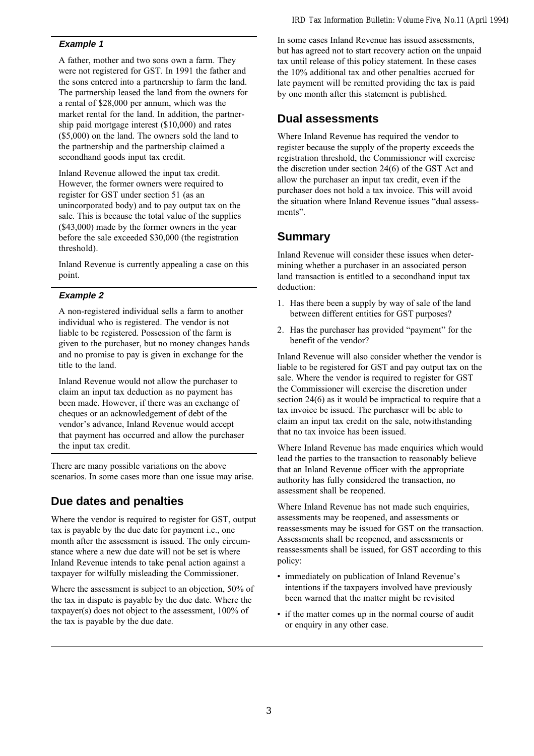#### *Example 1*

A father, mother and two sons own a farm. They were not registered for GST. In 1991 the father and the sons entered into a partnership to farm the land. The partnership leased the land from the owners for a rental of $28,000 per annum, which was the market rental for the land. In addition, the partnership paid mortgage interest ($10,000) and rates ($5,000) on the land. The owners sold the land to the partnership and the partnership claimed a secondhand goods input tax credit.

Inland Revenue allowed the input tax credit. However, the former owners were required to register for GST under section 51 (as an unincorporated body) and to pay output tax on the sale. This is because the total value of the supplies ($43,000) made by the former owners in the year before the sale exceeded $30,000 (the registration threshold).

Inland Revenue is currently appealing a case on this point.

#### *Example 2*

A non-registered individual sells a farm to another individual who is registered. The vendor is not liable to be registered. Possession of the farm is given to the purchaser, but no money changes hands and no promise to pay is given in exchange for the title to the land.

Inland Revenue would not allow the purchaser to claim an input tax deduction as no payment has been made. However, if there was an exchange of cheques or an acknowledgement of debt of the vendor's advance, Inland Revenue would accept that payment has occurred and allow the purchaser the input tax credit.

There are many possible variations on the above scenarios. In some cases more than one issue may arise.

## Due dates and penalties

Where the vendor is required to register for GST, output tax is payable by the due date for payment i.e., one month after the assessment is issued. The only circumstance where a new due date will not be set is where Inland Revenue intends to take penal action against a taxpayer for wilfully misleading the Commissioner.

Where the assessment is subject to an objection, 50% of the tax in dispute is payable by the due date. Where the taxpayer(s) does not object to the assessment, 100% of the tax is payable by the due date.

In some cases Inland Revenue has issued assessments, but has agreed not to start recovery action on the unpaid tax until release of this policy statement. In these cases the 10% additional tax and other penalties accrued for late payment will be remitted providing the tax is paid by one month after this statement is published.

## Dual assessments

Where Inland Revenue has required the vendor to register because the supply of the property exceeds the registration threshold, the Commissioner will exercise the discretion under section 24(6) of the GST Act and allow the purchaser an input tax credit, even if the purchaser does not hold a tax invoice. This will avoid the situation where Inland Revenue issues "dual assessments".

## Summary

Inland Revenue will consider these issues when determining whether a purchaser in an associated person land transaction is entitled to a secondhand input tax deduction:

1. Has there been a supply by way of sale of the land between different entities for GST purposes?
2. Has the purchaser has provided "payment" for the benefit of the vendor?

Inland Revenue will also consider whether the vendor is liable to be registered for GST and pay output tax on the sale. Where the vendor is required to register for GST the Commissioner will exercise the discretion under section 24(6) as it would be impractical to require that a tax invoice be issued. The purchaser will be able to claim an input tax credit on the sale, notwithstanding that no tax invoice has been issued.

Where Inland Revenue has made enquiries which would lead the parties to the transaction to reasonably believe that an Inland Revenue officer with the appropriate authority has fully considered the transaction, no assessment shall be reopened.

Where Inland Revenue has not made such enquiries, assessments may be reopened, and assessments or reassessments may be issued for GST on the transaction. Assessments shall be reopened, and assessments or reassessments shall be issued, for GST according to this policy:

- immediately on publication of Inland Revenue's intentions if the taxpayers involved have previously been warned that the matter might be revisited
- if the matter comes up in the normal course of audit or enquiry in any other case.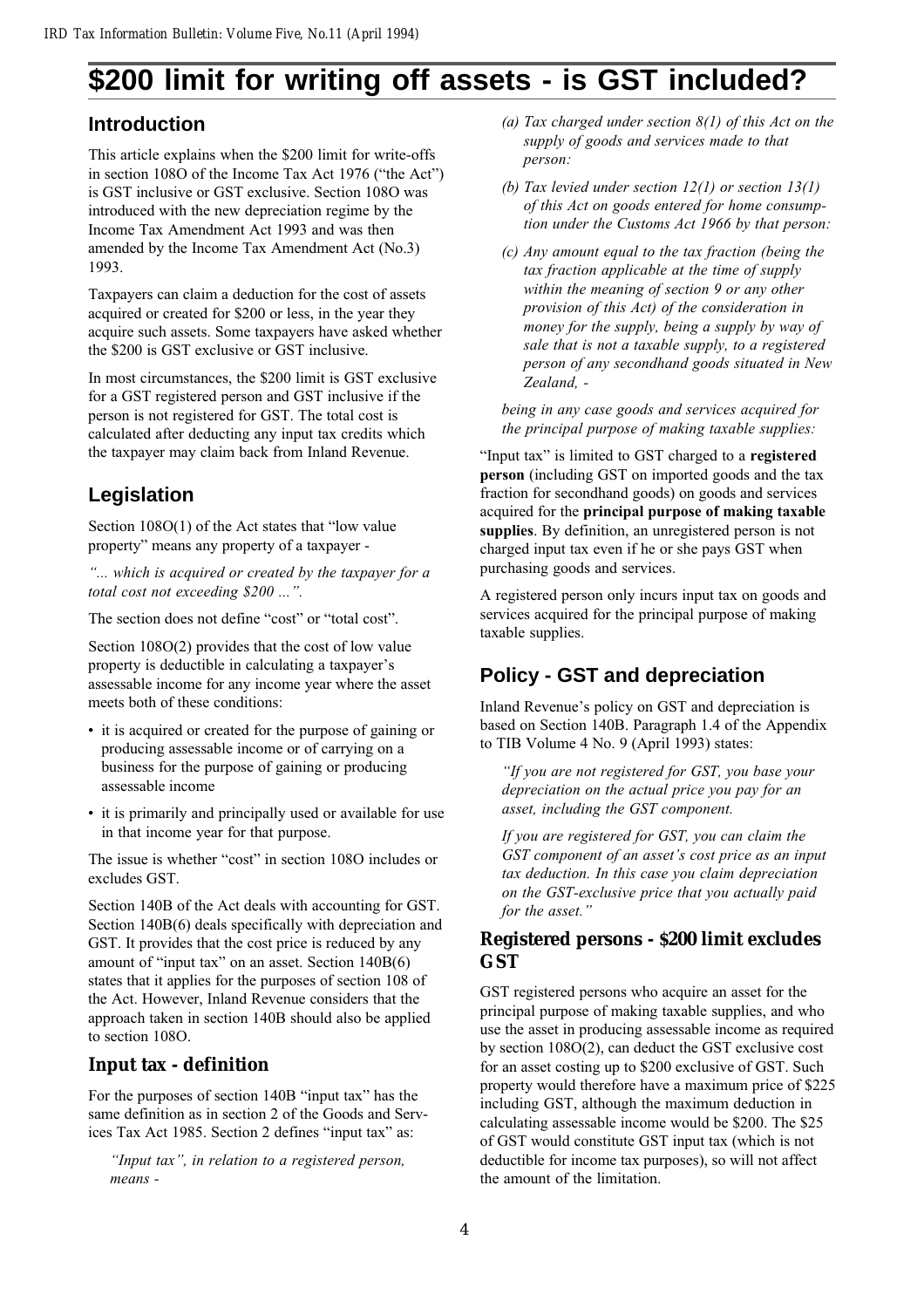# $200 limit for writing off assets - is GST included?

## Introduction

This article explains when the $200 limit for write-offs in section 108O of the Income Tax Act 1976 ("the Act") is GST inclusive or GST exclusive. Section 108O was introduced with the new depreciation regime by the Income Tax Amendment Act 1993 and was then amended by the Income Tax Amendment Act (No.3) 1993.

Taxpayers can claim a deduction for the cost of assets acquired or created for $200 or less, in the year they acquire such assets. Some taxpayers have asked whether the $200 is GST exclusive or GST inclusive.

In most circumstances, the $200 limit is GST exclusive for a GST registered person and GST inclusive if the person is not registered for GST. The total cost is calculated after deducting any input tax credits which the taxpayer may claim back from Inland Revenue.

## Legislation

Section 108O(1) of the Act states that "low value property" means any property of a taxpayer -

*"... which is acquired or created by the taxpayer for a total cost not exceeding $200 ...".*

The section does not define "cost" or "total cost".

Section 108O(2) provides that the cost of low value property is deductible in calculating a taxpayer's assessable income for any income year where the asset meets both of these conditions:

- it is acquired or created for the purpose of gaining or producing assessable income or of carrying on a business for the purpose of gaining or producing assessable income
- it is primarily and principally used or available for use in that income year for that purpose.

The issue is whether "cost" in section 108O includes or excludes GST.

Section 140B of the Act deals with accounting for GST. Section 140B(6) deals specifically with depreciation and GST. It provides that the cost price is reduced by any amount of "input tax" on an asset. Section 140B(6) states that it applies for the purposes of section 108 of the Act. However, Inland Revenue considers that the approach taken in section 140B should also be applied to section 108O.

### Input tax - definition

For the purposes of section 140B "input tax" has the same definition as in section 2 of the Goods and Services Tax Act 1985. Section 2 defines "input tax" as:

> *"Input tax", in relation to a registered person, means -*
>
> *(a) Tax charged under section 8(1) of this Act on the supply of goods and services made to that person:*
>
> *(b) Tax levied under section 12(1) or section 13(1) of this Act on goods entered for home consumption under the Customs Act 1966 by that person:*
>
> *(c) Any amount equal to the tax fraction (being the tax fraction applicable at the time of supply within the meaning of section 9 or any other provision of this Act) of the consideration in money for the supply, being a supply by way of sale that is not a taxable supply, to a registered person of any secondhand goods situated in New Zealand, -*
>
> *being in any case goods and services acquired for the principal purpose of making taxable supplies:*

"Input tax" is limited to GST charged to a **registered person** (including GST on imported goods and the tax fraction for secondhand goods) on goods and services acquired for the **principal purpose of making taxable supplies**. By definition, an unregistered person is not charged input tax even if he or she pays GST when purchasing goods and services.

A registered person only incurs input tax on goods and services acquired for the principal purpose of making taxable supplies.

## Policy - GST and depreciation

Inland Revenue's policy on GST and depreciation is based on Section 140B. Paragraph 1.4 of the Appendix to TIB Volume 4 No. 9 (April 1993) states:

> *"If you are not registered for GST, you base your depreciation on the actual price you pay for an asset, including the GST component.*
>
> *If you are registered for GST, you can claim the GST component of an asset's cost price as an input tax deduction. In this case you claim depreciation on the GST-exclusive price that you actually paid for the asset."*

### Registered persons - $200 limit excludes GST

GST registered persons who acquire an asset for the principal purpose of making taxable supplies, and who use the asset in producing assessable income as required by section 108O(2), can deduct the GST exclusive cost for an asset costing up to $200 exclusive of GST. Such property would therefore have a maximum price of $225 including GST, although the maximum deduction in calculating assessable income would be $200. The $25 of GST would constitute GST input tax (which is not deductible for income tax purposes), so will not affect the amount of the limitation.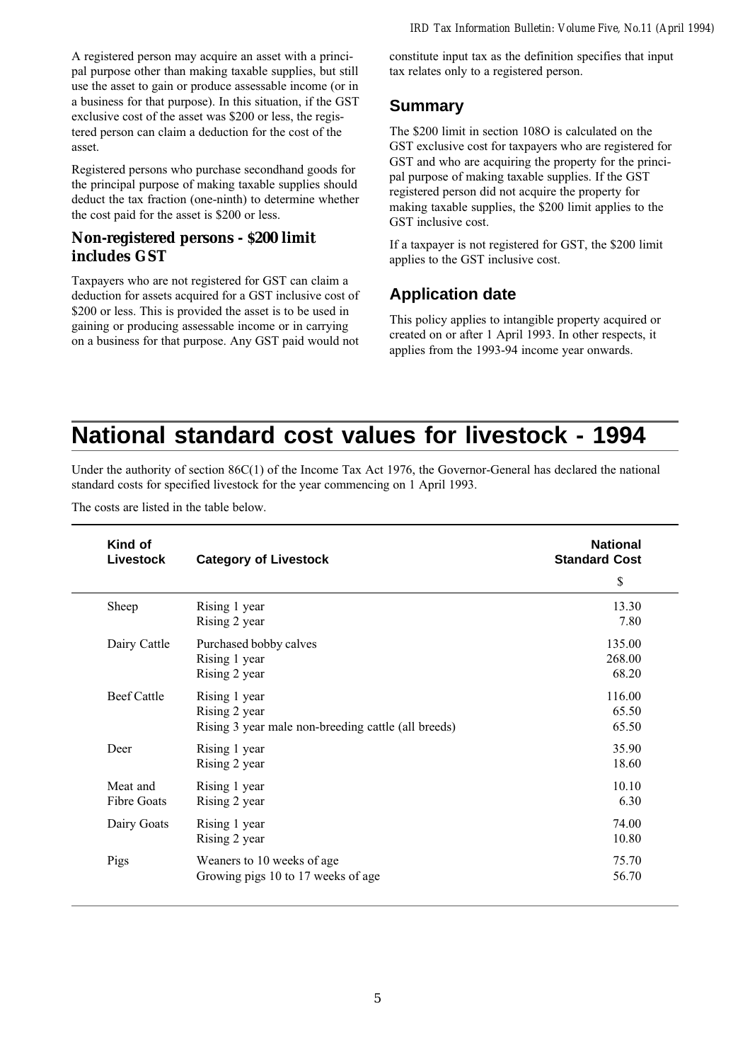A registered person may acquire an asset with a principal purpose other than making taxable supplies, but still use the asset to gain or produce assessable income (or in a business for that purpose). In this situation, if the GST exclusive cost of the asset was $200 or less, the registered person can claim a deduction for the cost of the asset.

Registered persons who purchase secondhand goods for the principal purpose of making taxable supplies should deduct the tax fraction (one-ninth) to determine whether the cost paid for the asset is $200 or less.

### Non-registered persons - $200 limit includes GST

Taxpayers who are not registered for GST can claim a deduction for assets acquired for a GST inclusive cost of $200 or less. This is provided the asset is to be used in gaining or producing assessable income or in carrying on a business for that purpose. Any GST paid would not constitute input tax as the definition specifies that input tax relates only to a registered person.

## Summary

The $200 limit in section 108O is calculated on the GST exclusive cost for taxpayers who are registered for GST and who are acquiring the property for the principal purpose of making taxable supplies. If the GST registered person did not acquire the property for making taxable supplies, the $200 limit applies to the GST inclusive cost.

If a taxpayer is not registered for GST, the $200 limit applies to the GST inclusive cost.

## Application date

This policy applies to intangible property acquired or created on or after 1 April 1993. In other respects, it applies from the 1993-94 income year onwards.

# National standard cost values for livestock - 1994

Under the authority of section 86C(1) of the Income Tax Act 1976, the Governor-General has declared the national standard costs for specified livestock for the year commencing on 1 April 1993.

The costs are listed in the table below.

| Kind of Livestock | Category of Livestock | National Standard Cost $ |
|---|---|---|
| Sheep | Rising 1 year | 13.30 |
| | Rising 2 year | 7.80 |
| Dairy Cattle | Purchased bobby calves | 135.00 |
| | Rising 1 year | 268.00 |
| | Rising 2 year | 68.20 |
| Beef Cattle | Rising 1 year | 116.00 |
| | Rising 2 year | 65.50 |
| | Rising 3 year male non-breeding cattle (all breeds) | 65.50 |
| Deer | Rising 1 year | 35.90 |
| | Rising 2 year | 18.60 |
| Meat and Fibre Goats | Rising 1 year | 10.10 |
| | Rising 2 year | 6.30 |
| Dairy Goats | Rising 1 year | 74.00 |
| | Rising 2 year | 10.80 |
| Pigs | Weaners to 10 weeks of age | 75.70 |
| | Growing pigs 10 to 17 weeks of age | 56.70 |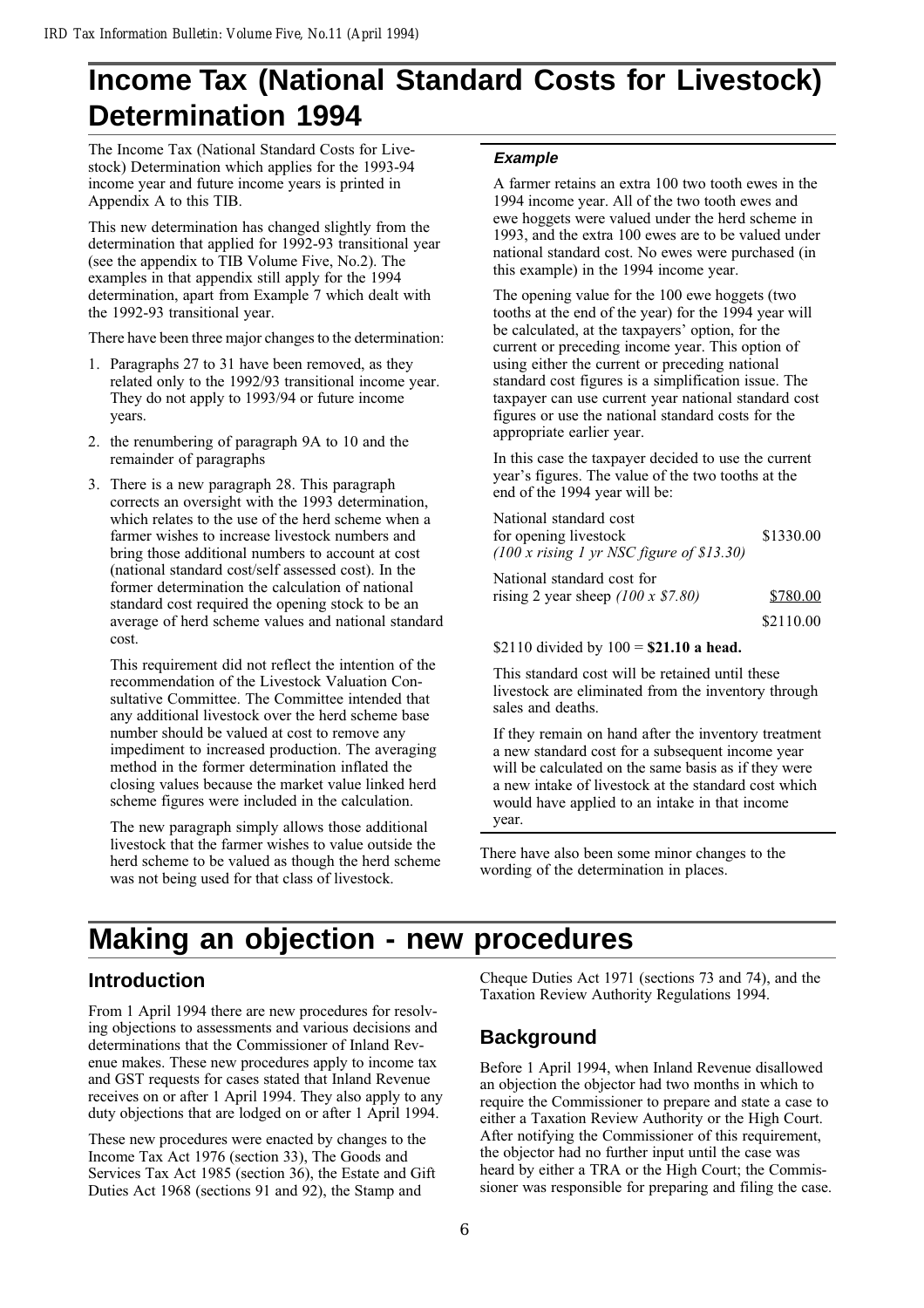# Income Tax (National Standard Costs for Livestock) Determination 1994

The Income Tax (National Standard Costs for Livestock) Determination which applies for the 1993-94 income year and future income years is printed in Appendix A to this TIB.

This new determination has changed slightly from the determination that applied for 1992-93 transitional year (see the appendix to TIB Volume Five, No.2). The examples in that appendix still apply for the 1994 determination, apart from Example 7 which dealt with the 1992-93 transitional year.

There have been three major changes to the determination:

1. Paragraphs 27 to 31 have been removed, as they related only to the 1992/93 transitional income year. They do not apply to 1993/94 or future income years.
2. the renumbering of paragraph 9A to 10 and the remainder of paragraphs
3. There is a new paragraph 28. This paragraph corrects an oversight with the 1993 determination, which relates to the use of the herd scheme when a farmer wishes to increase livestock numbers and bring those additional numbers to account at cost (national standard cost/self assessed cost). In the former determination the calculation of national standard cost required the opening stock to be an average of herd scheme values and national standard cost.

   This requirement did not reflect the intention of the recommendation of the Livestock Valuation Consultative Committee. The Committee intended that any additional livestock over the herd scheme base number should be valued at cost to remove any impediment to increased production. The averaging method in the former determination inflated the closing values because the market value linked herd scheme figures were included in the calculation.

   The new paragraph simply allows those additional livestock that the farmer wishes to value outside the herd scheme to be valued as though the herd scheme was not being used for that class of livestock.

### Example

A farmer retains an extra 100 two tooth ewes in the 1994 income year. All of the two tooth ewes and ewe hoggets were valued under the herd scheme in 1993, and the extra 100 ewes are to be valued under national standard cost. No ewes were purchased (in this example) in the 1994 income year.

The opening value for the 100 ewe hoggets (two tooths at the end of the year) for the 1994 year will be calculated, at the taxpayers' option, for the current or preceding income year. This option of using either the current or preceding national standard cost figures is a simplification issue. The taxpayer can use current year national standard cost figures or use the national standard costs for the appropriate earlier year.

In this case the taxpayer decided to use the current year's figures. The value of the two tooths at the end of the 1994 year will be:

| | |
|---|---|
| National standard cost for opening livestock *(100 x rising 1 yr NSC figure of $13.30)* | $1330.00 |
| National standard cost for rising 2 year sheep *(100 x $7.80)* | $780.00 |
| | $2110.00 |

$2110 divided by 100 = **$21.10 a head.**

This standard cost will be retained until these livestock are eliminated from the inventory through sales and deaths.

If they remain on hand after the inventory treatment a new standard cost for a subsequent income year will be calculated on the same basis as if they were a new intake of livestock at the standard cost which would have applied to an intake in that income year.

There have also been some minor changes to the wording of the determination in places.

# Making an objection - new procedures

## Introduction

From 1 April 1994 there are new procedures for resolving objections to assessments and various decisions and determinations that the Commissioner of Inland Revenue makes. These new procedures apply to income tax and GST requests for cases stated that Inland Revenue receives on or after 1 April 1994. They also apply to any duty objections that are lodged on or after 1 April 1994.

These new procedures were enacted by changes to the Income Tax Act 1976 (section 33), The Goods and Services Tax Act 1985 (section 36), the Estate and Gift Duties Act 1968 (sections 91 and 92), the Stamp and Cheque Duties Act 1971 (sections 73 and 74), and the Taxation Review Authority Regulations 1994.

## Background

Before 1 April 1994, when Inland Revenue disallowed an objection the objector had two months in which to require the Commissioner to prepare and state a case to either a Taxation Review Authority or the High Court. After notifying the Commissioner of this requirement, the objector had no further input until the case was heard by either a TRA or the High Court; the Commissioner was responsible for preparing and filing the case.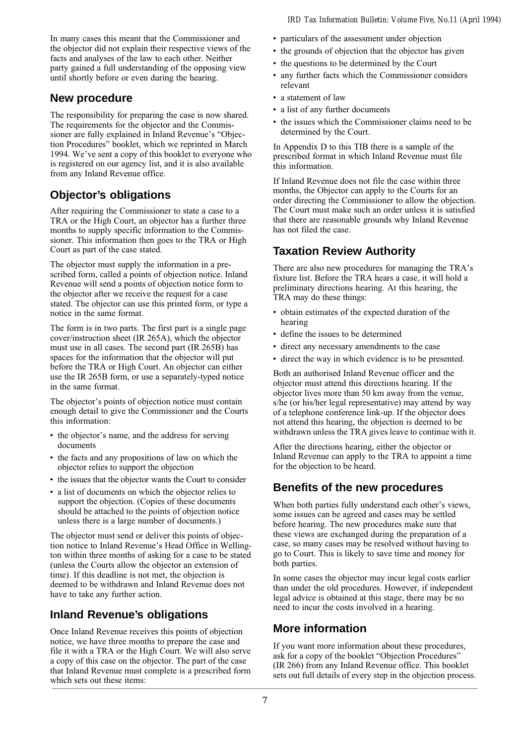In many cases this meant that the Commissioner and the objector did not explain their respective views of the facts and analyses of the law to each other. Neither party gained a full understanding of the opposing view until shortly before or even during the hearing.

## New procedure

The responsibility for preparing the case is now shared. The requirements for the objector and the Commissioner are fully explained in Inland Revenue's "Objection Procedures" booklet, which we reprinted in March 1994. We've sent a copy of this booklet to everyone who is registered on our agency list, and it is also available from any Inland Revenue office.

## Objector's obligations

After requiring the Commissioner to state a case to a TRA or the High Court, an objector has a further three months to supply specific information to the Commissioner. This information then goes to the TRA or High Court as part of the case stated.

The objector must supply the information in a prescribed form, called a points of objection notice. Inland Revenue will send a points of objection notice form to the objector after we receive the request for a case stated. The objector can use this printed form, or type a notice in the same format.

The form is in two parts. The first part is a single page cover/instruction sheet (IR 265A), which the objector must use in all cases. The second part (IR 265B) has spaces for the information that the objector will put before the TRA or High Court. An objector can either use the IR 265B form, or use a separately-typed notice in the same format.

The objector's points of objection notice must contain enough detail to give the Commissioner and the Courts this information:

- the objector's name, and the address for serving documents
- the facts and any propositions of law on which the objector relies to support the objection
- the issues that the objector wants the Court to consider
- a list of documents on which the objector relies to support the objection. (Copies of these documents should be attached to the points of objection notice unless there is a large number of documents.)

The objector must send or deliver this points of objection notice to Inland Revenue's Head Office in Wellington within three months of asking for a case to be stated (unless the Courts allow the objector an extension of time). If this deadline is not met, the objection is deemed to be withdrawn and Inland Revenue does not have to take any further action.

## Inland Revenue's obligations

Once Inland Revenue receives this points of objection notice, we have three months to prepare the case and file it with a TRA or the High Court. We will also serve a copy of this case on the objector. The part of the case that Inland Revenue must complete is a prescribed form which sets out these items:

- particulars of the assessment under objection
- the grounds of objection that the objector has given
- the questions to be determined by the Court
- any further facts which the Commissioner considers relevant
- a statement of law
- a list of any further documents
- the issues which the Commissioner claims need to be determined by the Court.

In Appendix D to this TIB there is a sample of the prescribed format in which Inland Revenue must file this information.

If Inland Revenue does not file the case within three months, the Objector can apply to the Courts for an order directing the Commissioner to allow the objection. The Court must make such an order unless it is satisfied that there are reasonable grounds why Inland Revenue has not filed the case.

## Taxation Review Authority

There are also new procedures for managing the TRA's fixture list. Before the TRA hears a case, it will hold a preliminary directions hearing. At this hearing, the TRA may do these things:

- obtain estimates of the expected duration of the hearing
- define the issues to be determined
- direct any necessary amendments to the case
- direct the way in which evidence is to be presented.

Both an authorised Inland Revenue officer and the objector must attend this directions hearing. If the objector lives more than 50 km away from the venue, s/he (or his/her legal representative) may attend by way of a telephone conference link-up. If the objector does not attend this hearing, the objection is deemed to be withdrawn unless the TRA gives leave to continue with it.

After the directions hearing, either the objector or Inland Revenue can apply to the TRA to appoint a time for the objection to be heard.

## Benefits of the new procedures

When both parties fully understand each other's views, some issues can be agreed and cases may be settled before hearing. The new procedures make sure that these views are exchanged during the preparation of a case, so many cases may be resolved without having to go to Court. This is likely to save time and money for both parties.

In some cases the objector may incur legal costs earlier than under the old procedures. However, if independent legal advice is obtained at this stage, there may be no need to incur the costs involved in a hearing.

## More information

If you want more information about these procedures, ask for a copy of the booklet "Objection Procedures" (IR 266) from any Inland Revenue office. This booklet sets out full details of every step in the objection process.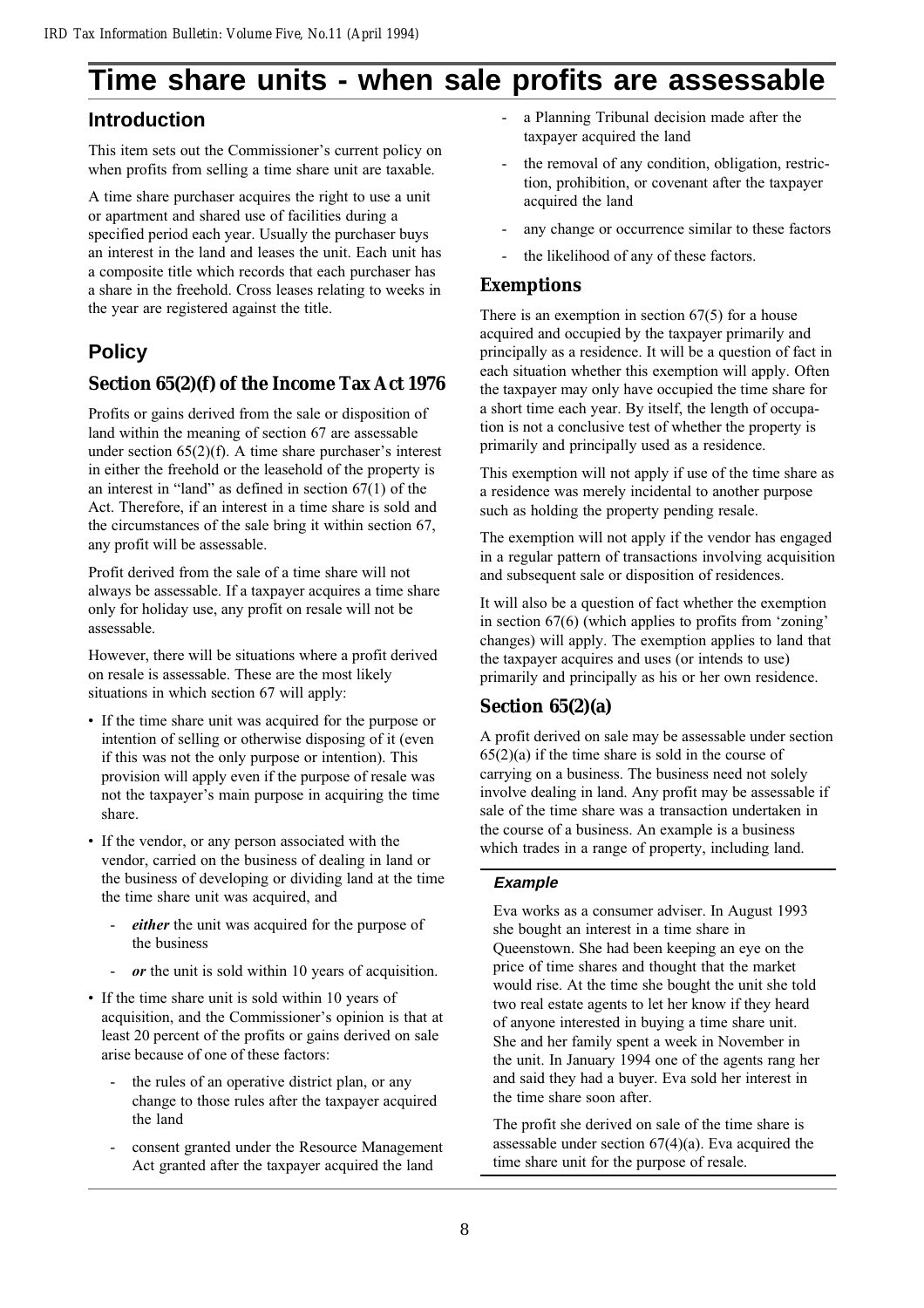# Time share units - when sale profits are assessable

## Introduction

This item sets out the Commissioner's current policy on when profits from selling a time share unit are taxable.

A time share purchaser acquires the right to use a unit or apartment and shared use of facilities during a specified period each year. Usually the purchaser buys an interest in the land and leases the unit. Each unit has a composite title which records that each purchaser has a share in the freehold. Cross leases relating to weeks in the year are registered against the title.

## Policy

### Section 65(2)(f) of the Income Tax Act 1976

Profits or gains derived from the sale or disposition of land within the meaning of section 67 are assessable under section 65(2)(f). A time share purchaser's interest in either the freehold or the leasehold of the property is an interest in "land" as defined in section 67(1) of the Act. Therefore, if an interest in a time share is sold and the circumstances of the sale bring it within section 67, any profit will be assessable.

Profit derived from the sale of a time share will not always be assessable. If a taxpayer acquires a time share only for holiday use, any profit on resale will not be assessable.

However, there will be situations where a profit derived on resale is assessable. These are the most likely situations in which section 67 will apply:

- If the time share unit was acquired for the purpose or intention of selling or otherwise disposing of it (even if this was not the only purpose or intention). This provision will apply even if the purpose of resale was not the taxpayer's main purpose in acquiring the time share.
- If the vendor, or any person associated with the vendor, carried on the business of dealing in land or the business of developing or dividing land at the time the time share unit was acquired, and
  - ***either*** the unit was acquired for the purpose of the business
  - ***or*** the unit is sold within 10 years of acquisition.
- If the time share unit is sold within 10 years of acquisition, and the Commissioner's opinion is that at least 20 percent of the profits or gains derived on sale arise because of one of these factors:
  - the rules of an operative district plan, or any change to those rules after the taxpayer acquired the land
  - consent granted under the Resource Management Act granted after the taxpayer acquired the land
  - a Planning Tribunal decision made after the taxpayer acquired the land
  - the removal of any condition, obligation, restriction, prohibition, or covenant after the taxpayer acquired the land
  - any change or occurrence similar to these factors
  - the likelihood of any of these factors.

### Exemptions

There is an exemption in section 67(5) for a house acquired and occupied by the taxpayer primarily and principally as a residence. It will be a question of fact in each situation whether this exemption will apply. Often the taxpayer may only have occupied the time share for a short time each year. By itself, the length of occupation is not a conclusive test of whether the property is primarily and principally used as a residence.

This exemption will not apply if use of the time share as a residence was merely incidental to another purpose such as holding the property pending resale.

The exemption will not apply if the vendor has engaged in a regular pattern of transactions involving acquisition and subsequent sale or disposition of residences.

It will also be a question of fact whether the exemption in section 67(6) (which applies to profits from 'zoning' changes) will apply. The exemption applies to land that the taxpayer acquires and uses (or intends to use) primarily and principally as his or her own residence.

### Section 65(2)(a)

A profit derived on sale may be assessable under section 65(2)(a) if the time share is sold in the course of carrying on a business. The business need not solely involve dealing in land. Any profit may be assessable if sale of the time share was a transaction undertaken in the course of a business. An example is a business which trades in a range of property, including land.

#### *Example*

Eva works as a consumer adviser. In August 1993 she bought an interest in a time share in Queenstown. She had been keeping an eye on the price of time shares and thought that the market would rise. At the time she bought the unit she told two real estate agents to let her know if they heard of anyone interested in buying a time share unit. She and her family spent a week in November in the unit. In January 1994 one of the agents rang her and said they had a buyer. Eva sold her interest in the time share soon after.

The profit she derived on sale of the time share is assessable under section 67(4)(a). Eva acquired the time share unit for the purpose of resale.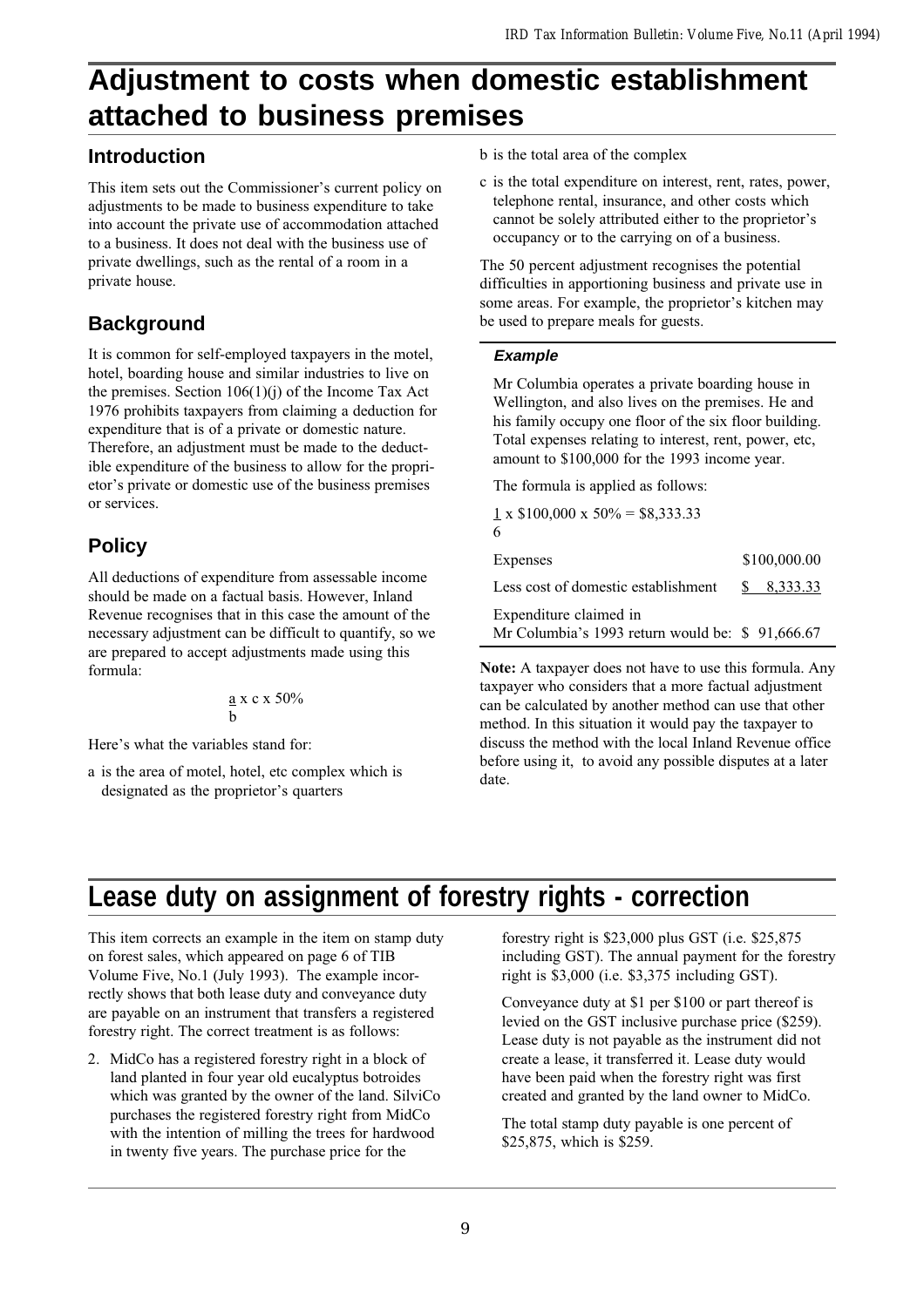# Adjustment to costs when domestic establishment attached to business premises

## Introduction

This item sets out the Commissioner's current policy on adjustments to be made to business expenditure to take into account the private use of accommodation attached to a business. It does not deal with the business use of private dwellings, such as the rental of a room in a private house.

## Background

It is common for self-employed taxpayers in the motel, hotel, boarding house and similar industries to live on the premises. Section 106(1)(j) of the Income Tax Act 1976 prohibits taxpayers from claiming a deduction for expenditure that is of a private or domestic nature. Therefore, an adjustment must be made to the deductible expenditure of the business to allow for the proprietor's private or domestic use of the business premises or services.

## Policy

All deductions of expenditure from assessable income should be made on a factual basis. However, Inland Revenue recognises that in this case the amount of the necessary adjustment can be difficult to quantify, so we are prepared to accept adjustments made using this formula:

$$\frac{a}{b} \times c \times 50\%$$

Here's what the variables stand for:

a is the area of motel, hotel, etc complex which is designated as the proprietor's quarters

b is the total area of the complex

c is the total expenditure on interest, rent, rates, power, telephone rental, insurance, and other costs which cannot be solely attributed either to the proprietor's occupancy or to the carrying on of a business.

The 50 percent adjustment recognises the potential difficulties in apportioning business and private use in some areas. For example, the proprietor's kitchen may be used to prepare meals for guests.

### *Example*

Mr Columbia operates a private boarding house in Wellington, and also lives on the premises. He and his family occupy one floor of the six floor building. Total expenses relating to interest, rent, power, etc, amount to $100,000 for the 1993 income year.

The formula is applied as follows:

$$\frac{1}{6} \times \$100{,}000 \times 50\% = \$8{,}333.33$$

| | |
|---|---|
| Expenses | $100,000.00 |
| Less cost of domestic establishment | $ 8,333.33 |
| Expenditure claimed in Mr Columbia's 1993 return would be: | $ 91,666.67 |

**Note:** A taxpayer does not have to use this formula. Any taxpayer who considers that a more factual adjustment can be calculated by another method can use that other method. In this situation it would pay the taxpayer to discuss the method with the local Inland Revenue office before using it, to avoid any possible disputes at a later date.

# Lease duty on assignment of forestry rights - correction

This item corrects an example in the item on stamp duty on forest sales, which appeared on page 6 of TIB Volume Five, No.1 (July 1993). The example incorrectly shows that both lease duty and conveyance duty are payable on an instrument that transfers a registered forestry right. The correct treatment is as follows:

2. MidCo has a registered forestry right in a block of land planted in four year old eucalyptus botroides which was granted by the owner of the land. SilviCo purchases the registered forestry right from MidCo with the intention of milling the trees for hardwood in twenty five years. The purchase price for the forestry right is $23,000 plus GST (i.e. $25,875 including GST). The annual payment for the forestry right is $3,000 (i.e. $3,375 including GST).

   Conveyance duty at $1 per $100 or part thereof is levied on the GST inclusive purchase price ($259). Lease duty is not payable as the instrument did not create a lease, it transferred it. Lease duty would have been paid when the forestry right was first created and granted by the land owner to MidCo.

   The total stamp duty payable is one percent of $25,875, which is $259.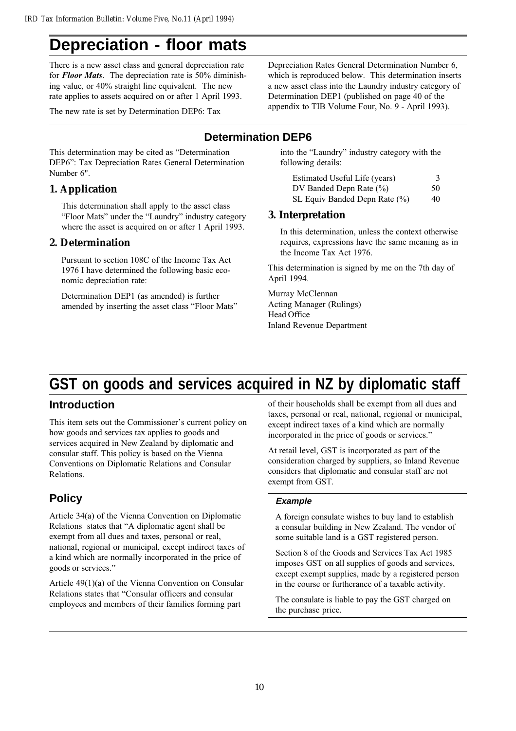# Depreciation - floor mats

There is a new asset class and general depreciation rate for ***Floor Mats***. The depreciation rate is 50% diminishing value, or 40% straight line equivalent. The new rate applies to assets acquired on or after 1 April 1993.

The new rate is set by Determination DEP6: Tax Depreciation Rates General Determination Number 6, which is reproduced below. This determination inserts a new asset class into the Laundry industry category of Determination DEP1 (published on page 40 of the appendix to TIB Volume Four, No. 9 - April 1993).

## Determination DEP6

This determination may be cited as "Determination DEP6": Tax Depreciation Rates General Determination Number 6".

### 1. Application

This determination shall apply to the asset class "Floor Mats" under the "Laundry" industry category where the asset is acquired on or after 1 April 1993.

### 2. Determination

Pursuant to section 108C of the Income Tax Act 1976 I have determined the following basic economic depreciation rate:

Determination DEP1 (as amended) is further amended by inserting the asset class "Floor Mats" into the "Laundry" industry category with the following details:

| | |
|---|---|
| Estimated Useful Life (years) | 3 |
| DV Banded Depn Rate (%) | 50 |
| SL Equiv Banded Depn Rate (%) | 40 |

### 3. Interpretation

In this determination, unless the context otherwise requires, expressions have the same meaning as in the Income Tax Act 1976.

This determination is signed by me on the 7th day of April 1994.

Murray McClennan
Acting Manager (Rulings)
Head Office
Inland Revenue Department

# GST on goods and services acquired in NZ by diplomatic staff

## Introduction

This item sets out the Commissioner's current policy on how goods and services tax applies to goods and services acquired in New Zealand by diplomatic and consular staff. This policy is based on the Vienna Conventions on Diplomatic Relations and Consular Relations.

## Policy

Article 34(a) of the Vienna Convention on Diplomatic Relations states that "A diplomatic agent shall be exempt from all dues and taxes, personal or real, national, regional or municipal, except indirect taxes of a kind which are normally incorporated in the price of goods or services."

Article 49(1)(a) of the Vienna Convention on Consular Relations states that "Consular officers and consular employees and members of their families forming part of their households shall be exempt from all dues and taxes, personal or real, national, regional or municipal, except indirect taxes of a kind which are normally incorporated in the price of goods or services."

At retail level, GST is incorporated as part of the consideration charged by suppliers, so Inland Revenue considers that diplomatic and consular staff are not exempt from GST.

### *Example*

A foreign consulate wishes to buy land to establish a consular building in New Zealand. The vendor of some suitable land is a GST registered person.

Section 8 of the Goods and Services Tax Act 1985 imposes GST on all supplies of goods and services, except exempt supplies, made by a registered person in the course or furtherance of a taxable activity.

The consulate is liable to pay the GST charged on the purchase price.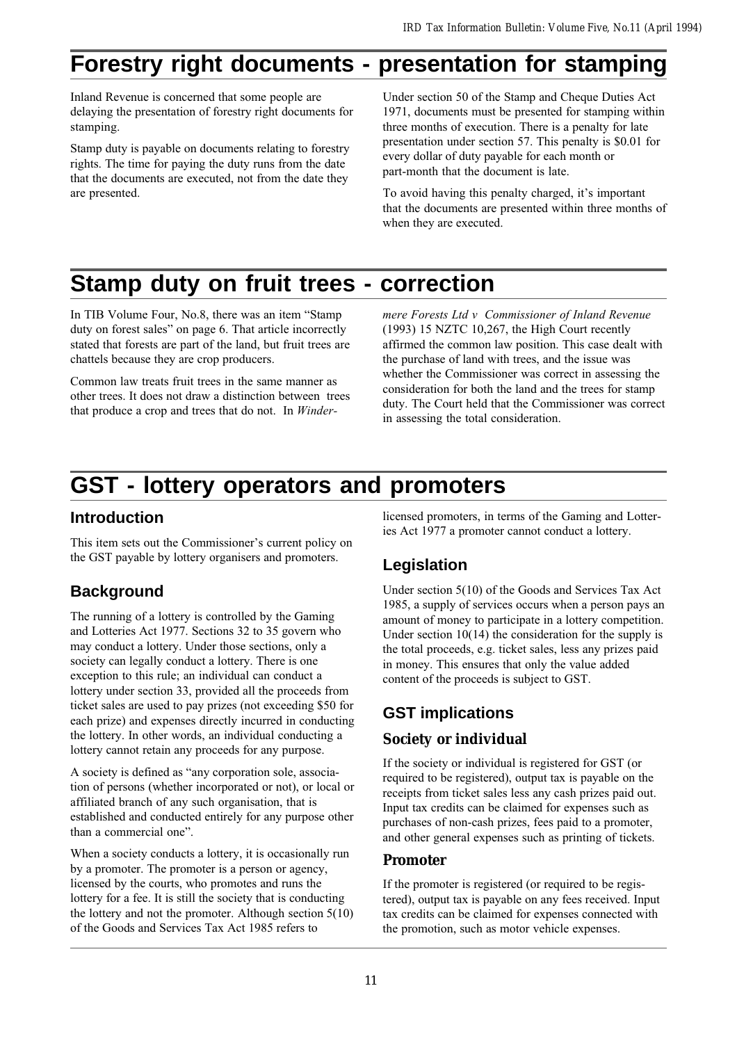# Forestry right documents - presentation for stamping

Inland Revenue is concerned that some people are delaying the presentation of forestry right documents for stamping.

Stamp duty is payable on documents relating to forestry rights. The time for paying the duty runs from the date that the documents are executed, not from the date they are presented.

Under section 50 of the Stamp and Cheque Duties Act 1971, documents must be presented for stamping within three months of execution. There is a penalty for late presentation under section 57. This penalty is $0.01 for every dollar of duty payable for each month or part-month that the document is late.

To avoid having this penalty charged, it's important that the documents are presented within three months of when they are executed.

# Stamp duty on fruit trees - correction

In TIB Volume Four, No.8, there was an item "Stamp duty on forest sales" on page 6. That article incorrectly stated that forests are part of the land, but fruit trees are chattels because they are crop producers.

Common law treats fruit trees in the same manner as other trees. It does not draw a distinction between trees that produce a crop and trees that do not. In *Windermere Forests Ltd v Commissioner of Inland Revenue* (1993) 15 NZTC 10,267, the High Court recently affirmed the common law position. This case dealt with the purchase of land with trees, and the issue was whether the Commissioner was correct in assessing the consideration for both the land and the trees for stamp duty. The Court held that the Commissioner was correct in assessing the total consideration.

# GST - lottery operators and promoters

## Introduction

This item sets out the Commissioner's current policy on the GST payable by lottery organisers and promoters.

## Background

The running of a lottery is controlled by the Gaming and Lotteries Act 1977. Sections 32 to 35 govern who may conduct a lottery. Under those sections, only a society can legally conduct a lottery. There is one exception to this rule; an individual can conduct a lottery under section 33, provided all the proceeds from ticket sales are used to pay prizes (not exceeding $50 for each prize) and expenses directly incurred in conducting the lottery. In other words, an individual conducting a lottery cannot retain any proceeds for any purpose.

A society is defined as "any corporation sole, association of persons (whether incorporated or not), or local or affiliated branch of any such organisation, that is established and conducted entirely for any purpose other than a commercial one".

When a society conducts a lottery, it is occasionally run by a promoter. The promoter is a person or agency, licensed by the courts, who promotes and runs the lottery for a fee. It is still the society that is conducting the lottery and not the promoter. Although section 5(10) of the Goods and Services Tax Act 1985 refers to licensed promoters, in terms of the Gaming and Lotteries Act 1977 a promoter cannot conduct a lottery.

## Legislation

Under section 5(10) of the Goods and Services Tax Act 1985, a supply of services occurs when a person pays an amount of money to participate in a lottery competition. Under section 10(14) the consideration for the supply is the total proceeds, e.g. ticket sales, less any prizes paid in money. This ensures that only the value added content of the proceeds is subject to GST.

## GST implications

### Society or individual

If the society or individual is registered for GST (or required to be registered), output tax is payable on the receipts from ticket sales less any cash prizes paid out. Input tax credits can be claimed for expenses such as purchases of non-cash prizes, fees paid to a promoter, and other general expenses such as printing of tickets.

### Promoter

If the promoter is registered (or required to be registered), output tax is payable on any fees received. Input tax credits can be claimed for expenses connected with the promotion, such as motor vehicle expenses.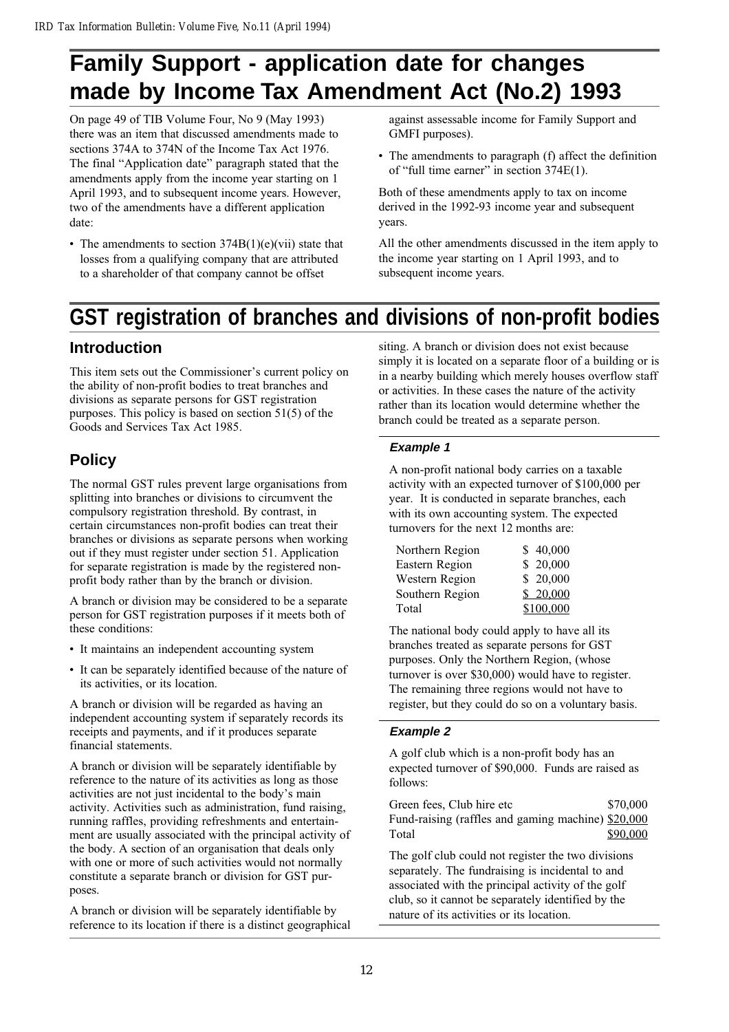# Family Support - application date for changes made by Income Tax Amendment Act (No.2) 1993

On page 49 of TIB Volume Four, No 9 (May 1993) there was an item that discussed amendments made to sections 374A to 374N of the Income Tax Act 1976. The final "Application date" paragraph stated that the amendments apply from the income year starting on 1 April 1993, and to subsequent income years. However, two of the amendments have a different application date:

- The amendments to section 374B(1)(e)(vii) state that losses from a qualifying company that are attributed to a shareholder of that company cannot be offset against assessable income for Family Support and GMFI purposes).
- The amendments to paragraph (f) affect the definition of "full time earner" in section 374E(1).

Both of these amendments apply to tax on income derived in the 1992-93 income year and subsequent years.

All the other amendments discussed in the item apply to the income year starting on 1 April 1993, and to subsequent income years.

# GST registration of branches and divisions of non-profit bodies

## Introduction

This item sets out the Commissioner's current policy on the ability of non-profit bodies to treat branches and divisions as separate persons for GST registration purposes. This policy is based on section 51(5) of the Goods and Services Tax Act 1985.

## Policy

The normal GST rules prevent large organisations from splitting into branches or divisions to circumvent the compulsory registration threshold. By contrast, in certain circumstances non-profit bodies can treat their branches or divisions as separate persons when working out if they must register under section 51. Application for separate registration is made by the registered non-profit body rather than by the branch or division.

A branch or division may be considered to be a separate person for GST registration purposes if it meets both of these conditions:

- It maintains an independent accounting system
- It can be separately identified because of the nature of its activities, or its location.

A branch or division will be regarded as having an independent accounting system if separately records its receipts and payments, and if it produces separate financial statements.

A branch or division will be separately identifiable by reference to the nature of its activities as long as those activities are not just incidental to the body's main activity. Activities such as administration, fund raising, running raffles, providing refreshments and entertainment are usually associated with the principal activity of the body. A section of an organisation that deals only with one or more of such activities would not normally constitute a separate branch or division for GST purposes.

A branch or division will be separately identifiable by reference to its location if there is a distinct geographical siting. A branch or division does not exist because simply it is located on a separate floor of a building or is in a nearby building which merely houses overflow staff or activities. In these cases the nature of the activity rather than its location would determine whether the branch could be treated as a separate person.

### *Example 1*

A non-profit national body carries on a taxable activity with an expected turnover of $100,000 per year. It is conducted in separate branches, each with its own accounting system. The expected turnovers for the next 12 months are:

| Region | Turnover |
|---|---|
| Northern Region | $ 40,000 |
| Eastern Region | $ 20,000 |
| Western Region | $ 20,000 |
| Southern Region | $ 20,000 |
| Total | $100,000 |

The national body could apply to have all its branches treated as separate persons for GST purposes. Only the Northern Region, (whose turnover is over $30,000) would have to register. The remaining three regions would not have to register, but they could do so on a voluntary basis.

### *Example 2*

A golf club which is a non-profit body has an expected turnover of $90,000. Funds are raised as follows:

| Source | Amount |
|---|---|
| Green fees, Club hire etc | $70,000 |
| Fund-raising (raffles and gaming machine) | $20,000 |
| Total | $90,000 |

The golf club could not register the two divisions separately. The fundraising is incidental to and associated with the principal activity of the golf club, so it cannot be separately identified by the nature of its activities or its location.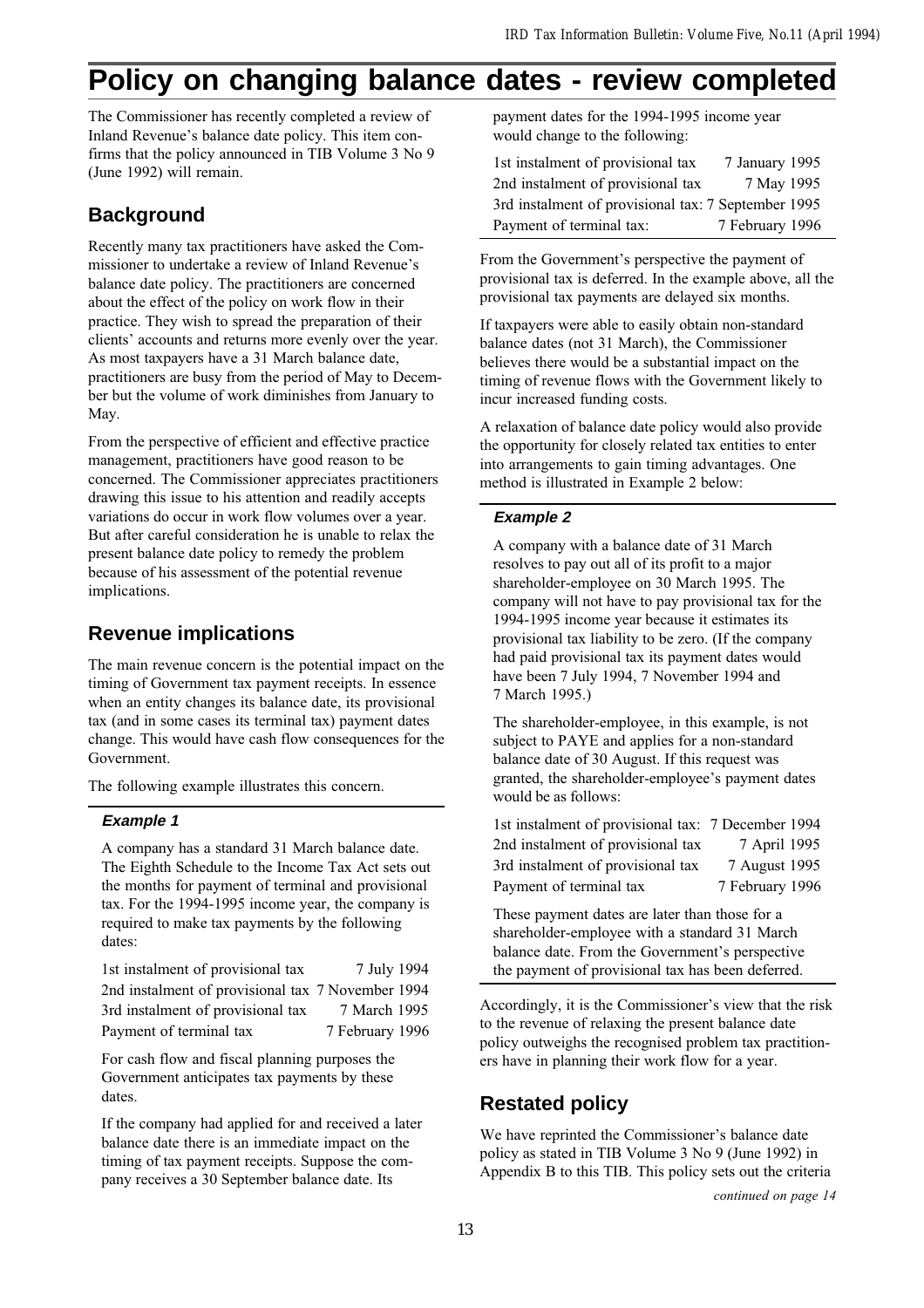# Policy on changing balance dates - review completed

The Commissioner has recently completed a review of Inland Revenue's balance date policy. This item confirms that the policy announced in TIB Volume 3 No 9 (June 1992) will remain.

## Background

Recently many tax practitioners have asked the Commissioner to undertake a review of Inland Revenue's balance date policy. The practitioners are concerned about the effect of the policy on work flow in their practice. They wish to spread the preparation of their clients' accounts and returns more evenly over the year. As most taxpayers have a 31 March balance date, practitioners are busy from the period of May to December but the volume of work diminishes from January to May.

From the perspective of efficient and effective practice management, practitioners have good reason to be concerned. The Commissioner appreciates practitioners drawing this issue to his attention and readily accepts variations do occur in work flow volumes over a year. But after careful consideration he is unable to relax the present balance date policy to remedy the problem because of his assessment of the potential revenue implications.

## Revenue implications

The main revenue concern is the potential impact on the timing of Government tax payment receipts. In essence when an entity changes its balance date, its provisional tax (and in some cases its terminal tax) payment dates change. This would have cash flow consequences for the Government.

The following example illustrates this concern.

### *Example 1*

A company has a standard 31 March balance date. The Eighth Schedule to the Income Tax Act sets out the months for payment of terminal and provisional tax. For the 1994-1995 income year, the company is required to make tax payments by the following dates:

| | |
|---|---|
| 1st instalment of provisional tax | 7 July 1994 |
| 2nd instalment of provisional tax | 7 November 1994 |
| 3rd instalment of provisional tax | 7 March 1995 |
| Payment of terminal tax | 7 February 1996 |

For cash flow and fiscal planning purposes the Government anticipates tax payments by these dates.

If the company had applied for and received a later balance date there is an immediate impact on the timing of tax payment receipts. Suppose the company receives a 30 September balance date. Its payment dates for the 1994-1995 income year would change to the following:

| | |
|---|---|
| 1st instalment of provisional tax | 7 January 1995 |
| 2nd instalment of provisional tax | 7 May 1995 |
| 3rd instalment of provisional tax: | 7 September 1995 |
| Payment of terminal tax: | 7 February 1996 |

From the Government's perspective the payment of provisional tax is deferred. In the example above, all the provisional tax payments are delayed six months.

If taxpayers were able to easily obtain non-standard balance dates (not 31 March), the Commissioner believes there would be a substantial impact on the timing of revenue flows with the Government likely to incur increased funding costs.

A relaxation of balance date policy would also provide the opportunity for closely related tax entities to enter into arrangements to gain timing advantages. One method is illustrated in Example 2 below:

### *Example 2*

A company with a balance date of 31 March resolves to pay out all of its profit to a major shareholder-employee on 30 March 1995. The company will not have to pay provisional tax for the 1994-1995 income year because it estimates its provisional tax liability to be zero. (If the company had paid provisional tax its payment dates would have been 7 July 1994, 7 November 1994 and 7 March 1995.)

The shareholder-employee, in this example, is not subject to PAYE and applies for a non-standard balance date of 30 August. If this request was granted, the shareholder-employee's payment dates would be as follows:

| | |
|---|---|
| 1st instalment of provisional tax: | 7 December 1994 |
| 2nd instalment of provisional tax | 7 April 1995 |
| 3rd instalment of provisional tax | 7 August 1995 |
| Payment of terminal tax | 7 February 1996 |

These payment dates are later than those for a shareholder-employee with a standard 31 March balance date. From the Government's perspective the payment of provisional tax has been deferred.

Accordingly, it is the Commissioner's view that the risk to the revenue of relaxing the present balance date policy outweighs the recognised problem tax practitioners have in planning their work flow for a year.

## Restated policy

We have reprinted the Commissioner's balance date policy as stated in TIB Volume 3 No 9 (June 1992) in Appendix B to this TIB. This policy sets out the criteria

*continued on page 14*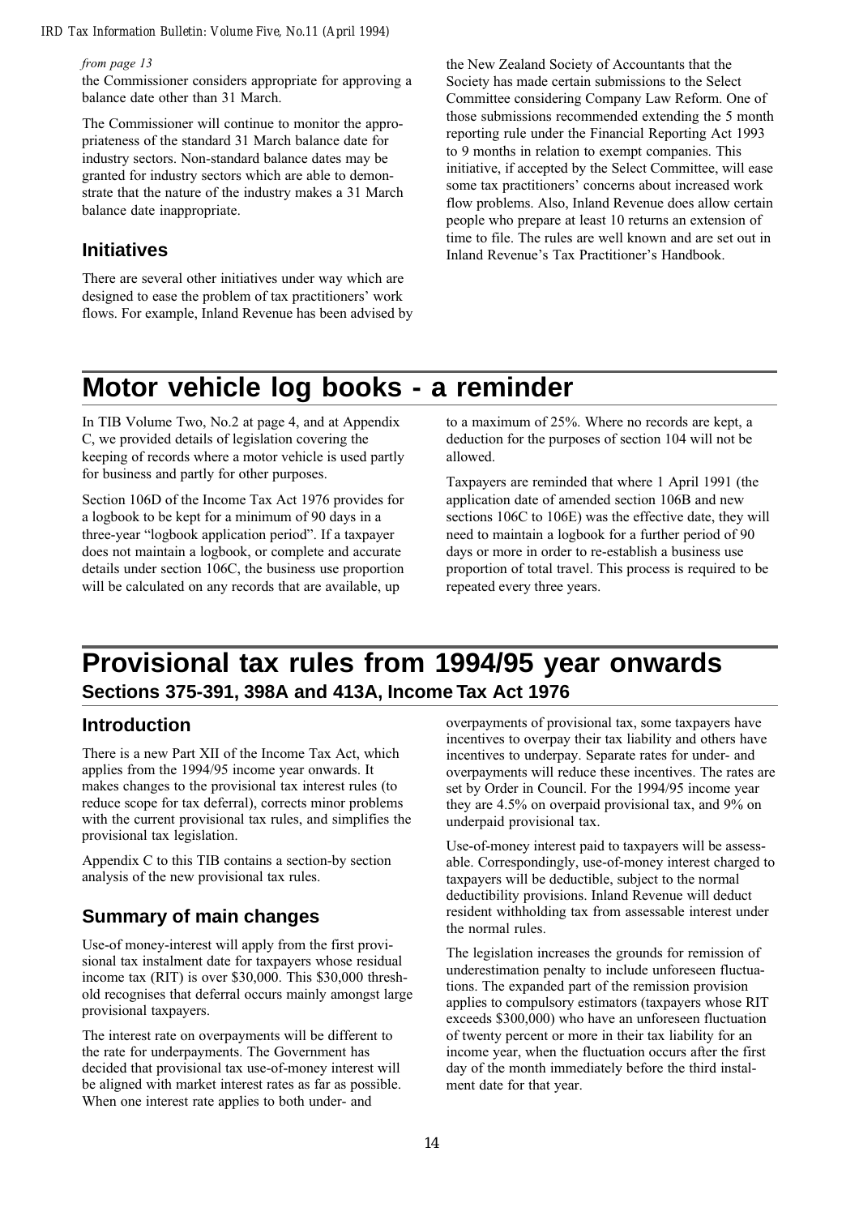*from page 13*

the Commissioner considers appropriate for approving a balance date other than 31 March.

The Commissioner will continue to monitor the appropriateness of the standard 31 March balance date for industry sectors. Non-standard balance dates may be granted for industry sectors which are able to demonstrate that the nature of the industry makes a 31 March balance date inappropriate.

## Initiatives

There are several other initiatives under way which are designed to ease the problem of tax practitioners' work flows. For example, Inland Revenue has been advised by the New Zealand Society of Accountants that the Society has made certain submissions to the Select Committee considering Company Law Reform. One of those submissions recommended extending the 5 month reporting rule under the Financial Reporting Act 1993 to 9 months in relation to exempt companies. This initiative, if accepted by the Select Committee, will ease some tax practitioners' concerns about increased work flow problems. Also, Inland Revenue does allow certain people who prepare at least 10 returns an extension of time to file. The rules are well known and are set out in Inland Revenue's Tax Practitioner's Handbook.

# Motor vehicle log books - a reminder

In TIB Volume Two, No.2 at page 4, and at Appendix C, we provided details of legislation covering the keeping of records where a motor vehicle is used partly for business and partly for other purposes.

Section 106D of the Income Tax Act 1976 provides for a logbook to be kept for a minimum of 90 days in a three-year "logbook application period". If a taxpayer does not maintain a logbook, or complete and accurate details under section 106C, the business use proportion will be calculated on any records that are available, up to a maximum of 25%. Where no records are kept, a deduction for the purposes of section 104 will not be allowed.

Taxpayers are reminded that where 1 April 1991 (the application date of amended section 106B and new sections 106C to 106E) was the effective date, they will need to maintain a logbook for a further period of 90 days or more in order to re-establish a business use proportion of total travel. This process is required to be repeated every three years.

# Provisional tax rules from 1994/95 year onwards

**Sections 375-391, 398A and 413A, Income Tax Act 1976**

## Introduction

There is a new Part XII of the Income Tax Act, which applies from the 1994/95 income year onwards. It makes changes to the provisional tax interest rules (to reduce scope for tax deferral), corrects minor problems with the current provisional tax rules, and simplifies the provisional tax legislation.

Appendix C to this TIB contains a section-by section analysis of the new provisional tax rules.

## Summary of main changes

Use-of money-interest will apply from the first provisional tax instalment date for taxpayers whose residual income tax (RIT) is over $30,000. This $30,000 threshold recognises that deferral occurs mainly amongst large provisional taxpayers.

The interest rate on overpayments will be different to the rate for underpayments. The Government has decided that provisional tax use-of-money interest will be aligned with market interest rates as far as possible. When one interest rate applies to both under- and overpayments of provisional tax, some taxpayers have incentives to overpay their tax liability and others have incentives to underpay. Separate rates for under- and overpayments will reduce these incentives. The rates are set by Order in Council. For the 1994/95 income year they are 4.5% on overpaid provisional tax, and 9% on underpaid provisional tax.

Use-of-money interest paid to taxpayers will be assessable. Correspondingly, use-of-money interest charged to taxpayers will be deductible, subject to the normal deductibility provisions. Inland Revenue will deduct resident withholding tax from assessable interest under the normal rules.

The legislation increases the grounds for remission of underestimation penalty to include unforeseen fluctuations. The expanded part of the remission provision applies to compulsory estimators (taxpayers whose RIT exceeds $300,000) who have an unforeseen fluctuation of twenty percent or more in their tax liability for an income year, when the fluctuation occurs after the first day of the month immediately before the third instalment date for that year.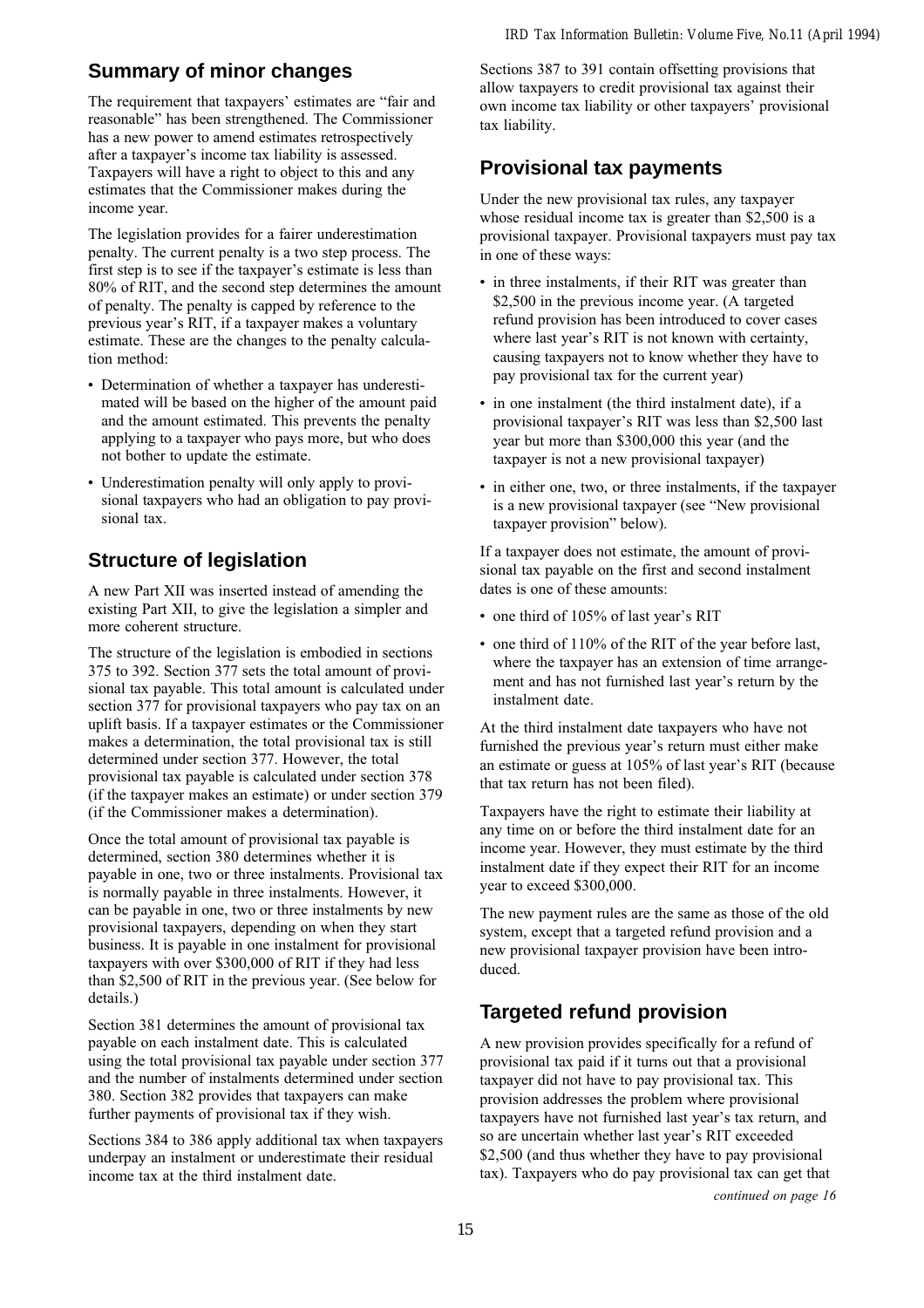## Summary of minor changes

The requirement that taxpayers' estimates are "fair and reasonable" has been strengthened. The Commissioner has a new power to amend estimates retrospectively after a taxpayer's income tax liability is assessed. Taxpayers will have a right to object to this and any estimates that the Commissioner makes during the income year.

The legislation provides for a fairer underestimation penalty. The current penalty is a two step process. The first step is to see if the taxpayer's estimate is less than 80% of RIT, and the second step determines the amount of penalty. The penalty is capped by reference to the previous year's RIT, if a taxpayer makes a voluntary estimate. These are the changes to the penalty calculation method:

- Determination of whether a taxpayer has underestimated will be based on the higher of the amount paid and the amount estimated. This prevents the penalty applying to a taxpayer who pays more, but who does not bother to update the estimate.
- Underestimation penalty will only apply to provisional taxpayers who had an obligation to pay provisional tax.

## Structure of legislation

A new Part XII was inserted instead of amending the existing Part XII, to give the legislation a simpler and more coherent structure.

The structure of the legislation is embodied in sections 375 to 392. Section 377 sets the total amount of provisional tax payable. This total amount is calculated under section 377 for provisional taxpayers who pay tax on an uplift basis. If a taxpayer estimates or the Commissioner makes a determination, the total provisional tax is still determined under section 377. However, the total provisional tax payable is calculated under section 378 (if the taxpayer makes an estimate) or under section 379 (if the Commissioner makes a determination).

Once the total amount of provisional tax payable is determined, section 380 determines whether it is payable in one, two or three instalments. Provisional tax is normally payable in three instalments. However, it can be payable in one, two or three instalments by new provisional taxpayers, depending on when they start business. It is payable in one instalment for provisional taxpayers with over $300,000 of RIT if they had less than $2,500 of RIT in the previous year. (See below for details.)

Section 381 determines the amount of provisional tax payable on each instalment date. This is calculated using the total provisional tax payable under section 377 and the number of instalments determined under section 380. Section 382 provides that taxpayers can make further payments of provisional tax if they wish.

Sections 384 to 386 apply additional tax when taxpayers underpay an instalment or underestimate their residual income tax at the third instalment date.

Sections 387 to 391 contain offsetting provisions that allow taxpayers to credit provisional tax against their own income tax liability or other taxpayers' provisional tax liability.

## Provisional tax payments

Under the new provisional tax rules, any taxpayer whose residual income tax is greater than $2,500 is a provisional taxpayer. Provisional taxpayers must pay tax in one of these ways:

- in three instalments, if their RIT was greater than $2,500 in the previous income year. (A targeted refund provision has been introduced to cover cases where last year's RIT is not known with certainty, causing taxpayers not to know whether they have to pay provisional tax for the current year)
- in one instalment (the third instalment date), if a provisional taxpayer's RIT was less than $2,500 last year but more than $300,000 this year (and the taxpayer is not a new provisional taxpayer)
- in either one, two, or three instalments, if the taxpayer is a new provisional taxpayer (see "New provisional taxpayer provision" below).

If a taxpayer does not estimate, the amount of provisional tax payable on the first and second instalment dates is one of these amounts:

- one third of 105% of last year's RIT
- one third of 110% of the RIT of the year before last, where the taxpayer has an extension of time arrangement and has not furnished last year's return by the instalment date.

At the third instalment date taxpayers who have not furnished the previous year's return must either make an estimate or guess at 105% of last year's RIT (because that tax return has not been filed).

Taxpayers have the right to estimate their liability at any time on or before the third instalment date for an income year. However, they must estimate by the third instalment date if they expect their RIT for an income year to exceed $300,000.

The new payment rules are the same as those of the old system, except that a targeted refund provision and a new provisional taxpayer provision have been introduced.

## Targeted refund provision

A new provision provides specifically for a refund of provisional tax paid if it turns out that a provisional taxpayer did not have to pay provisional tax. This provision addresses the problem where provisional taxpayers have not furnished last year's tax return, and so are uncertain whether last year's RIT exceeded $2,500 (and thus whether they have to pay provisional tax). Taxpayers who do pay provisional tax can get that

*continued on page 16*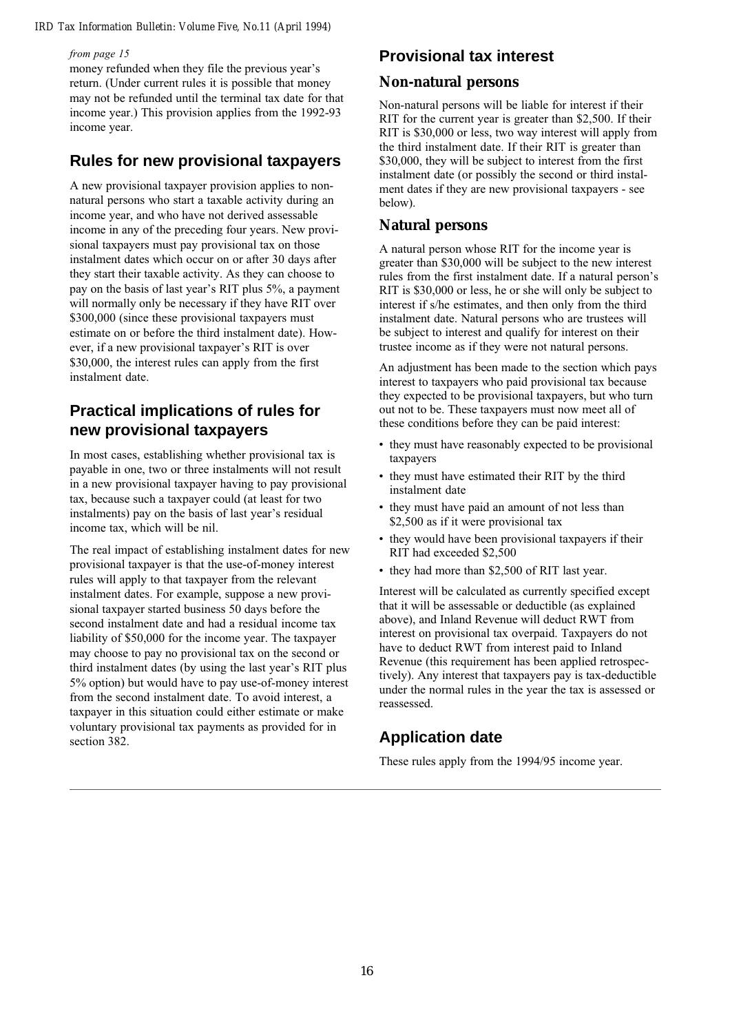*from page 15*

money refunded when they file the previous year's return. (Under current rules it is possible that money may not be refunded until the terminal tax date for that income year.) This provision applies from the 1992-93 income year.

## Rules for new provisional taxpayers

A new provisional taxpayer provision applies to non-natural persons who start a taxable activity during an income year, and who have not derived assessable income in any of the preceding four years. New provisional taxpayers must pay provisional tax on those instalment dates which occur on or after 30 days after they start their taxable activity. As they can choose to pay on the basis of last year's RIT plus 5%, a payment will normally only be necessary if they have RIT over $300,000 (since these provisional taxpayers must estimate on or before the third instalment date). However, if a new provisional taxpayer's RIT is over $30,000, the interest rules can apply from the first instalment date.

## Practical implications of rules for new provisional taxpayers

In most cases, establishing whether provisional tax is payable in one, two or three instalments will not result in a new provisional taxpayer having to pay provisional tax, because such a taxpayer could (at least for two instalments) pay on the basis of last year's residual income tax, which will be nil.

The real impact of establishing instalment dates for new provisional taxpayer is that the use-of-money interest rules will apply to that taxpayer from the relevant instalment dates. For example, suppose a new provisional taxpayer started business 50 days before the second instalment date and had a residual income tax liability of $50,000 for the income year. The taxpayer may choose to pay no provisional tax on the second or third instalment dates (by using the last year's RIT plus 5% option) but would have to pay use-of-money interest from the second instalment date. To avoid interest, a taxpayer in this situation could either estimate or make voluntary provisional tax payments as provided for in section 382.

## Provisional tax interest

### Non-natural persons

Non-natural persons will be liable for interest if their RIT for the current year is greater than $2,500. If their RIT is $30,000 or less, two way interest will apply from the third instalment date. If their RIT is greater than $30,000, they will be subject to interest from the first instalment date (or possibly the second or third instalment dates if they are new provisional taxpayers - see below).

### Natural persons

A natural person whose RIT for the income year is greater than $30,000 will be subject to the new interest rules from the first instalment date. If a natural person's RIT is $30,000 or less, he or she will only be subject to interest if s/he estimates, and then only from the third instalment date. Natural persons who are trustees will be subject to interest and qualify for interest on their trustee income as if they were not natural persons.

An adjustment has been made to the section which pays interest to taxpayers who paid provisional tax because they expected to be provisional taxpayers, but who turn out not to be. These taxpayers must now meet all of these conditions before they can be paid interest:

- they must have reasonably expected to be provisional taxpayers
- they must have estimated their RIT by the third instalment date
- they must have paid an amount of not less than $2,500 as if it were provisional tax
- they would have been provisional taxpayers if their RIT had exceeded $2,500
- they had more than $2,500 of RIT last year.

Interest will be calculated as currently specified except that it will be assessable or deductible (as explained above), and Inland Revenue will deduct RWT from interest on provisional tax overpaid. Taxpayers do not have to deduct RWT from interest paid to Inland Revenue (this requirement has been applied retrospectively). Any interest that taxpayers pay is tax-deductible under the normal rules in the year the tax is assessed or reassessed.

## Application date

These rules apply from the 1994/95 income year.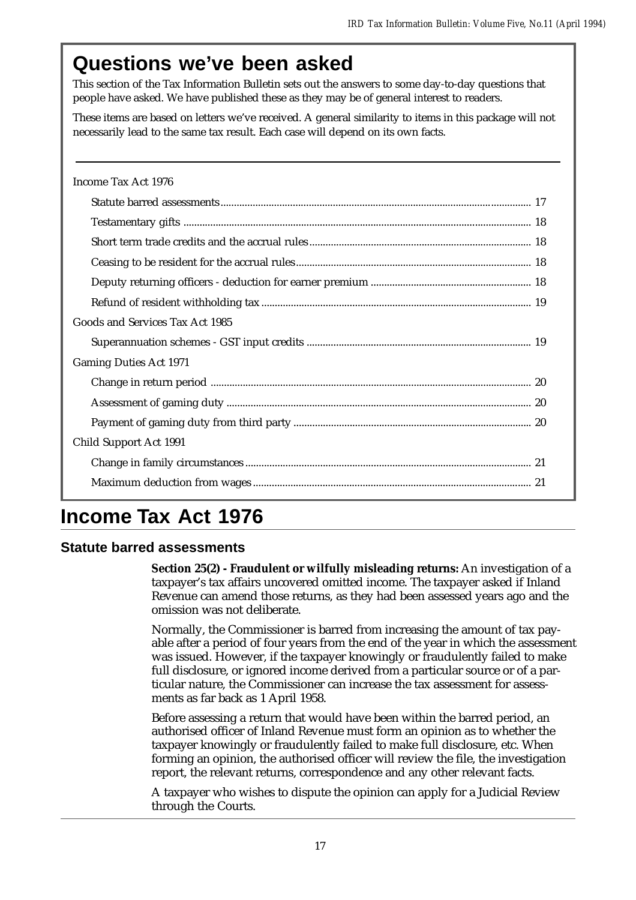# Questions we've been asked

This section of the Tax Information Bulletin sets out the answers to some day-to-day questions that people have asked. We have published these as they may be of general interest to readers.

These items are based on letters we've received. A general similarity to items in this package will not necessarily lead to the same tax result. Each case will depend on its own facts.

Income Tax Act 1976

- Statute barred assessments ... 17
- Testamentary gifts ... 18
- Short term trade credits and the accrual rules ... 18
- Ceasing to be resident for the accrual rules ... 18
- Deputy returning officers - deduction for earner premium ... 18
- Refund of resident withholding tax ... 19

Goods and Services Tax Act 1985

- Superannuation schemes - GST input credits ... 19

Gaming Duties Act 1971

- Change in return period ... 20
- Assessment of gaming duty ... 20
- Payment of gaming duty from third party ... 20

Child Support Act 1991

- Change in family circumstances ... 21
- Maximum deduction from wages ... 21

# Income Tax Act 1976

## Statute barred assessments

**Section 25(2) - Fraudulent or wilfully misleading returns:** An investigation of a taxpayer's tax affairs uncovered omitted income. The taxpayer asked if Inland Revenue can amend those returns, as they had been assessed years ago and the omission was not deliberate.

Normally, the Commissioner is barred from increasing the amount of tax payable after a period of four years from the end of the year in which the assessment was issued. However, if the taxpayer knowingly or fraudulently failed to make full disclosure, or ignored income derived from a particular source or of a particular nature, the Commissioner can increase the tax assessment for assessments as far back as 1 April 1958.

Before assessing a return that would have been within the barred period, an authorised officer of Inland Revenue must form an opinion as to whether the taxpayer knowingly or fraudulently failed to make full disclosure, etc. When forming an opinion, the authorised officer will review the file, the investigation report, the relevant returns, correspondence and any other relevant facts.

A taxpayer who wishes to dispute the opinion can apply for a Judicial Review through the Courts.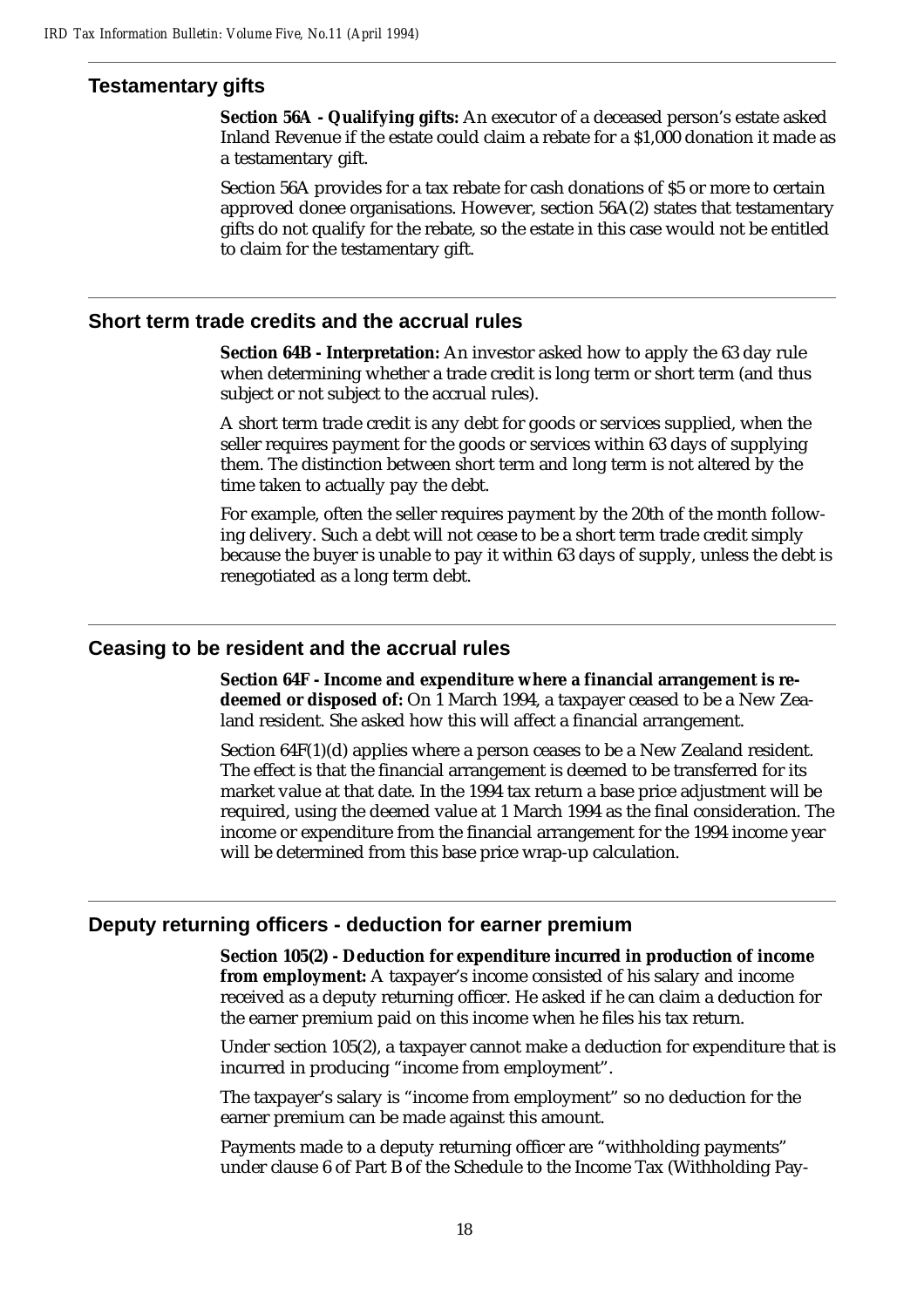## Testamentary gifts

**Section 56A - Qualifying gifts:** An executor of a deceased person's estate asked Inland Revenue if the estate could claim a rebate for a $1,000 donation it made as a testamentary gift.

Section 56A provides for a tax rebate for cash donations of $5 or more to certain approved donee organisations. However, section 56A(2) states that testamentary gifts do not qualify for the rebate, so the estate in this case would not be entitled to claim for the testamentary gift.

## Short term trade credits and the accrual rules

**Section 64B - Interpretation:** An investor asked how to apply the 63 day rule when determining whether a trade credit is long term or short term (and thus subject or not subject to the accrual rules).

A short term trade credit is any debt for goods or services supplied, when the seller requires payment for the goods or services within 63 days of supplying them. The distinction between short term and long term is not altered by the time taken to actually pay the debt.

For example, often the seller requires payment by the 20th of the month following delivery. Such a debt will not cease to be a short term trade credit simply because the buyer is unable to pay it within 63 days of supply, unless the debt is renegotiated as a long term debt.

## Ceasing to be resident and the accrual rules

**Section 64F - Income and expenditure where a financial arrangement is redeemed or disposed of:** On 1 March 1994, a taxpayer ceased to be a New Zealand resident. She asked how this will affect a financial arrangement.

Section 64F(1)(d) applies where a person ceases to be a New Zealand resident. The effect is that the financial arrangement is deemed to be transferred for its market value at that date. In the 1994 tax return a base price adjustment will be required, using the deemed value at 1 March 1994 as the final consideration. The income or expenditure from the financial arrangement for the 1994 income year will be determined from this base price wrap-up calculation.

## Deputy returning officers - deduction for earner premium

**Section 105(2) - Deduction for expenditure incurred in production of income from employment:** A taxpayer's income consisted of his salary and income received as a deputy returning officer. He asked if he can claim a deduction for the earner premium paid on this income when he files his tax return.

Under section 105(2), a taxpayer cannot make a deduction for expenditure that is incurred in producing "income from employment".

The taxpayer's salary is "income from employment" so no deduction for the earner premium can be made against this amount.

Payments made to a deputy returning officer are "withholding payments" under clause 6 of Part B of the Schedule to the Income Tax (Withholding Pay-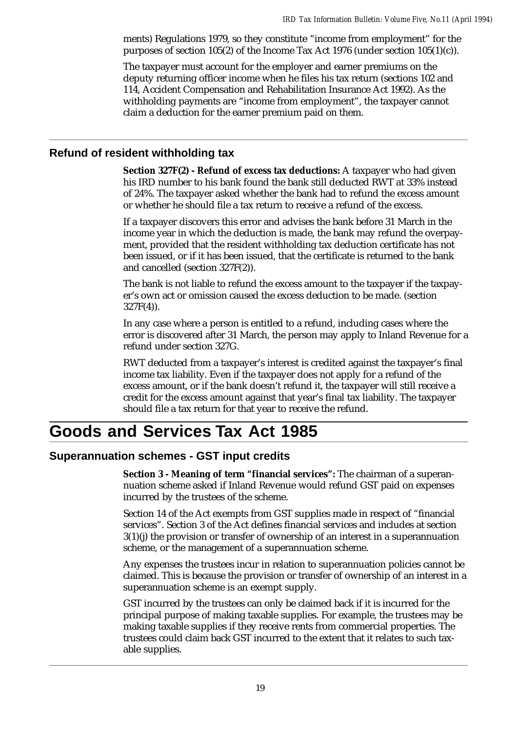ments) Regulations 1979, so they constitute "income from employment" for the purposes of section 105(2) of the Income Tax Act 1976 (under section 105(1)(c)).

The taxpayer must account for the employer and earner premiums on the deputy returning officer income when he files his tax return (sections 102 and 114, Accident Compensation and Rehabilitation Insurance Act 1992). As the withholding payments are "income from employment", the taxpayer cannot claim a deduction for the earner premium paid on them.

## Refund of resident withholding tax

**Section 327F(2) - Refund of excess tax deductions:** A taxpayer who had given his IRD number to his bank found the bank still deducted RWT at 33% instead of 24%. The taxpayer asked whether the bank had to refund the excess amount or whether he should file a tax return to receive a refund of the excess.

If a taxpayer discovers this error and advises the bank before 31 March in the income year in which the deduction is made, the bank may refund the overpayment, provided that the resident withholding tax deduction certificate has not been issued, or if it has been issued, that the certificate is returned to the bank and cancelled (section 327F(2)).

The bank is not liable to refund the excess amount to the taxpayer if the taxpayer's own act or omission caused the excess deduction to be made. (section 327F(4)).

In any case where a person is entitled to a refund, including cases where the error is discovered after 31 March, the person may apply to Inland Revenue for a refund under section 327G.

RWT deducted from a taxpayer's interest is credited against the taxpayer's final income tax liability. Even if the taxpayer does not apply for a refund of the excess amount, or if the bank doesn't refund it, the taxpayer will still receive a credit for the excess amount against that year's final tax liability. The taxpayer should file a tax return for that year to receive the refund.

# Goods and Services Tax Act 1985

## Superannuation schemes - GST input credits

**Section 3 - Meaning of term "financial services":** The chairman of a superannuation scheme asked if Inland Revenue would refund GST paid on expenses incurred by the trustees of the scheme.

Section 14 of the Act exempts from GST supplies made in respect of "financial services". Section 3 of the Act defines financial services and includes at section 3(1)(j) the provision or transfer of ownership of an interest in a superannuation scheme, or the management of a superannuation scheme.

Any expenses the trustees incur in relation to superannuation policies cannot be claimed. This is because the provision or transfer of ownership of an interest in a superannuation scheme is an exempt supply.

GST incurred by the trustees can only be claimed back if it is incurred for the principal purpose of making taxable supplies. For example, the trustees may be making taxable supplies if they receive rents from commercial properties. The trustees could claim back GST incurred to the extent that it relates to such taxable supplies.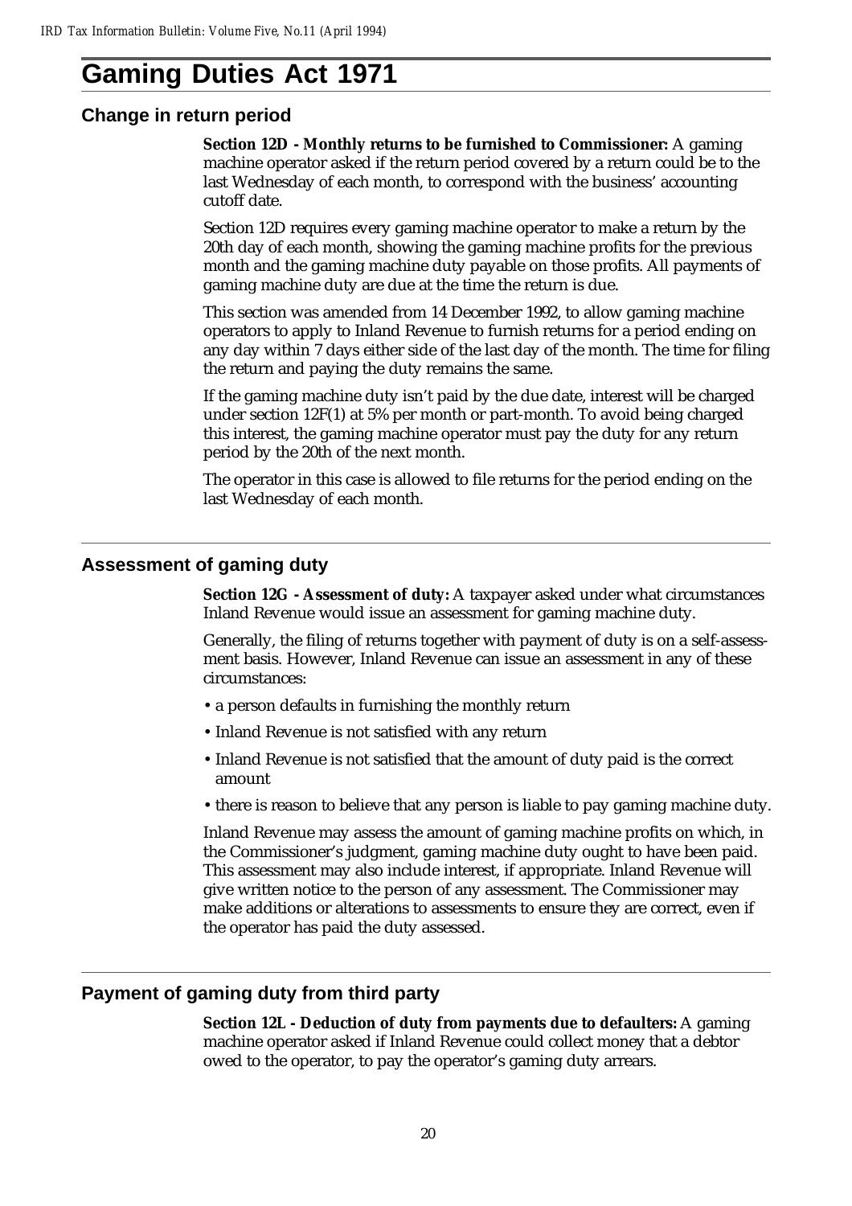# Gaming Duties Act 1971

## Change in return period

**Section 12D - Monthly returns to be furnished to Commissioner:** A gaming machine operator asked if the return period covered by a return could be to the last Wednesday of each month, to correspond with the business' accounting cutoff date.

Section 12D requires every gaming machine operator to make a return by the 20th day of each month, showing the gaming machine profits for the previous month and the gaming machine duty payable on those profits. All payments of gaming machine duty are due at the time the return is due.

This section was amended from 14 December 1992, to allow gaming machine operators to apply to Inland Revenue to furnish returns for a period ending on any day within 7 days either side of the last day of the month. The time for filing the return and paying the duty remains the same.

If the gaming machine duty isn't paid by the due date, interest will be charged under section 12F(1) at 5% per month or part-month. To avoid being charged this interest, the gaming machine operator must pay the duty for any return period by the 20th of the next month.

The operator in this case is allowed to file returns for the period ending on the last Wednesday of each month.

## Assessment of gaming duty

**Section 12G - Assessment of duty:** A taxpayer asked under what circumstances Inland Revenue would issue an assessment for gaming machine duty.

Generally, the filing of returns together with payment of duty is on a self-assessment basis. However, Inland Revenue can issue an assessment in any of these circumstances:

- a person defaults in furnishing the monthly return
- Inland Revenue is not satisfied with any return
- Inland Revenue is not satisfied that the amount of duty paid is the correct amount
- there is reason to believe that any person is liable to pay gaming machine duty.

Inland Revenue may assess the amount of gaming machine profits on which, in the Commissioner's judgment, gaming machine duty ought to have been paid. This assessment may also include interest, if appropriate. Inland Revenue will give written notice to the person of any assessment. The Commissioner may make additions or alterations to assessments to ensure they are correct, even if the operator has paid the duty assessed.

## Payment of gaming duty from third party

**Section 12L - Deduction of duty from payments due to defaulters:** A gaming machine operator asked if Inland Revenue could collect money that a debtor owed to the operator, to pay the operator's gaming duty arrears.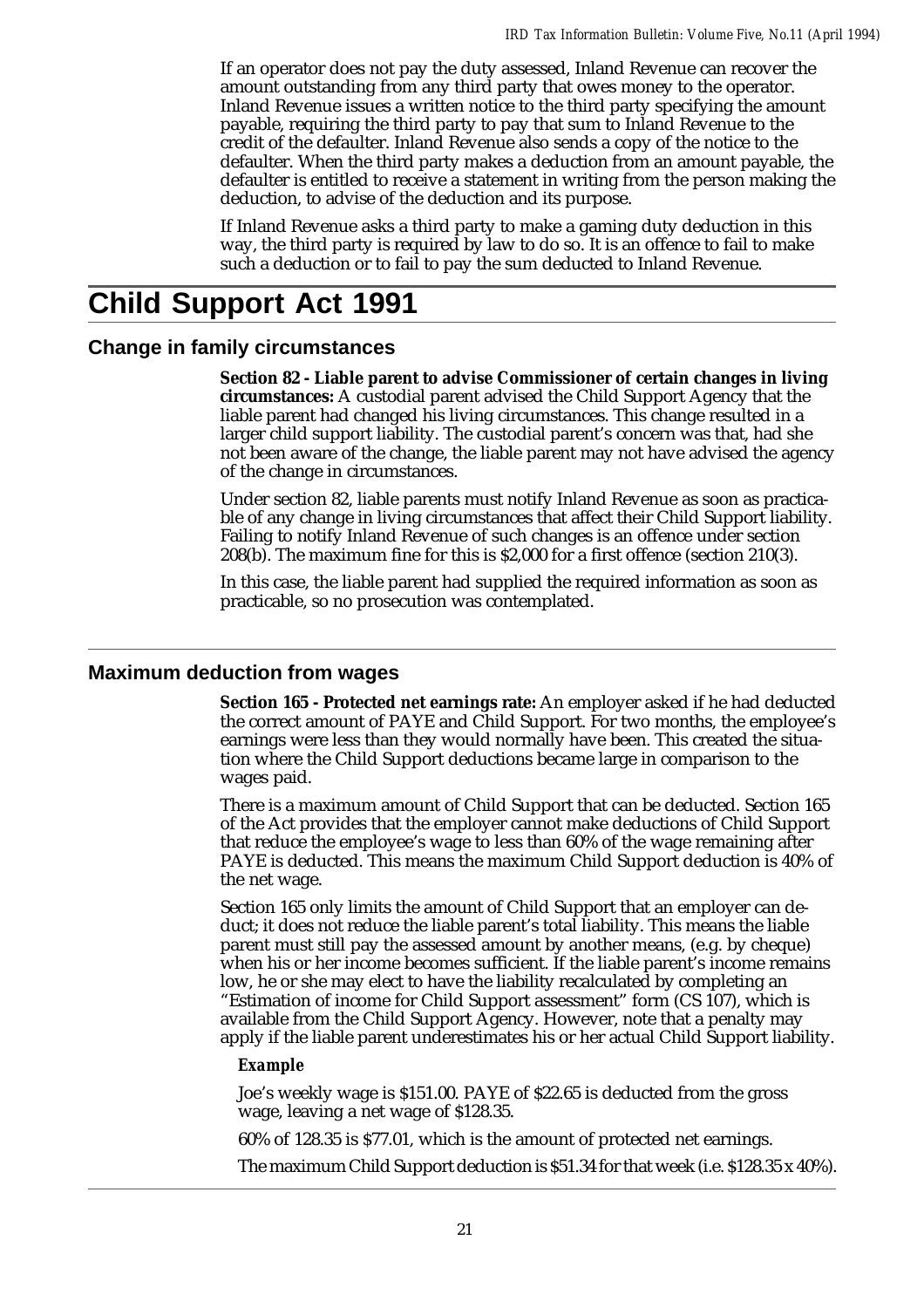If an operator does not pay the duty assessed, Inland Revenue can recover the amount outstanding from any third party that owes money to the operator. Inland Revenue issues a written notice to the third party specifying the amount payable, requiring the third party to pay that sum to Inland Revenue to the credit of the defaulter. Inland Revenue also sends a copy of the notice to the defaulter. When the third party makes a deduction from an amount payable, the defaulter is entitled to receive a statement in writing from the person making the deduction, to advise of the deduction and its purpose.

If Inland Revenue asks a third party to make a gaming duty deduction in this way, the third party is required by law to do so. It is an offence to fail to make such a deduction or to fail to pay the sum deducted to Inland Revenue.

# Child Support Act 1991

## Change in family circumstances

**Section 82 - Liable parent to advise Commissioner of certain changes in living circumstances:** A custodial parent advised the Child Support Agency that the liable parent had changed his living circumstances. This change resulted in a larger child support liability. The custodial parent's concern was that, had she not been aware of the change, the liable parent may not have advised the agency of the change in circumstances.

Under section 82, liable parents must notify Inland Revenue as soon as practicable of any change in living circumstances that affect their Child Support liability. Failing to notify Inland Revenue of such changes is an offence under section 208(b). The maximum fine for this is $2,000 for a first offence (section 210(3).

In this case, the liable parent had supplied the required information as soon as practicable, so no prosecution was contemplated.

## Maximum deduction from wages

**Section 165 - Protected net earnings rate:** An employer asked if he had deducted the correct amount of PAYE and Child Support. For two months, the employee's earnings were less than they would normally have been. This created the situation where the Child Support deductions became large in comparison to the wages paid.

There is a maximum amount of Child Support that can be deducted. Section 165 of the Act provides that the employer cannot make deductions of Child Support that reduce the employee's wage to less than 60% of the wage remaining after PAYE is deducted. This means the maximum Child Support deduction is 40% of the net wage.

Section 165 only limits the amount of Child Support that an employer can deduct; it does not reduce the liable parent's total liability. This means the liable parent must still pay the assessed amount by another means, (e.g. by cheque) when his or her income becomes sufficient. If the liable parent's income remains low, he or she may elect to have the liability recalculated by completing an "Estimation of income for Child Support assessment" form (CS 107), which is available from the Child Support Agency. However, note that a penalty may apply if the liable parent underestimates his or her actual Child Support liability.

***Example***

Joe's weekly wage is $151.00. PAYE of $22.65 is deducted from the gross wage, leaving a net wage of $128.35.

60% of 128.35 is $77.01, which is the amount of protected net earnings.

The maximum Child Support deduction is $51.34 for that week (i.e. $128.35 x 40%).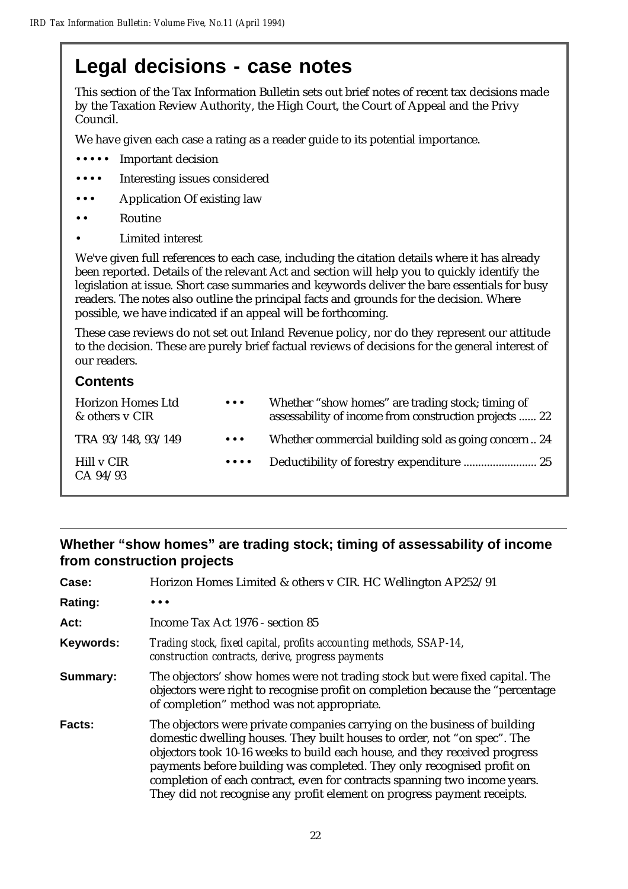# Legal decisions - case notes

This section of the Tax Information Bulletin sets out brief notes of recent tax decisions made by the Taxation Review Authority, the High Court, the Court of Appeal and the Privy Council.

We have given each case a rating as a reader guide to its potential importance.

- ••••• Important decision
- •••• Interesting issues considered
- ••• Application Of existing law
- •• Routine
- • Limited interest

We've given full references to each case, including the citation details where it has already been reported. Details of the relevant Act and section will help you to quickly identify the legislation at issue. Short case summaries and keywords deliver the bare essentials for busy readers. The notes also outline the principal facts and grounds for the decision. Where possible, we have indicated if an appeal will be forthcoming.

These case reviews do not set out Inland Revenue policy, nor do they represent our attitude to the decision. These are purely brief factual reviews of decisions for the general interest of our readers.

## Contents

| | | |
|---|---|---|
| Horizon Homes Ltd & others v CIR | ••• | Whether "show homes" are trading stock; timing of assessability of income from construction projects ...... 22 |
| TRA 93/148, 93/149 | ••• | Whether commercial building sold as going concern .. 24 |
| Hill v CIR CA 94/93 | •••• | Deductibility of forestry expenditure ........................ 25 |

## Whether "show homes" are trading stock; timing of assessability of income from construction projects

**Case:** Horizon Homes Limited & others v CIR. HC Wellington AP252/91

**Rating:** •••

**Act:** Income Tax Act 1976 - section 85

**Keywords:** *Trading stock, fixed capital, profits accounting methods, SSAP-14, construction contracts, derive, progress payments*

**Summary:** The objectors' show homes were not trading stock but were fixed capital. The objectors were right to recognise profit on completion because the "percentage of completion" method was not appropriate.

**Facts:** The objectors were private companies carrying on the business of building domestic dwelling houses. They built houses to order, not "on spec". The objectors took 10-16 weeks to build each house, and they received progress payments before building was completed. They only recognised profit on completion of each contract, even for contracts spanning two income years. They did not recognise any profit element on progress payment receipts.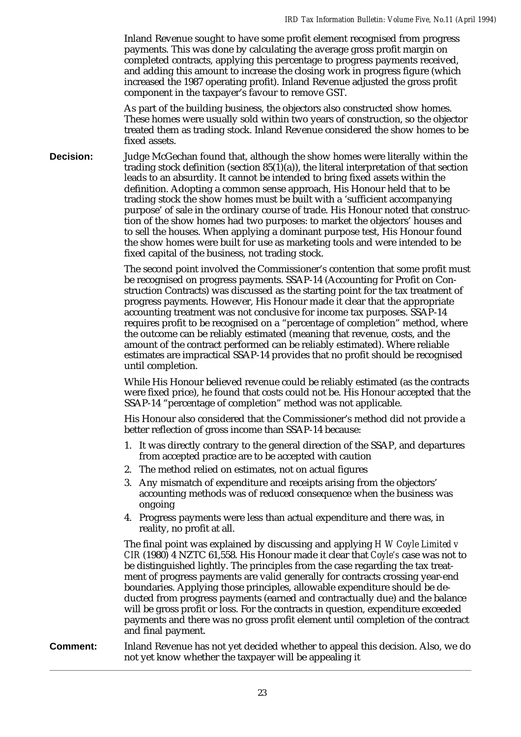Inland Revenue sought to have some profit element recognised from progress payments. This was done by calculating the average gross profit margin on completed contracts, applying this percentage to progress payments received, and adding this amount to increase the closing work in progress figure (which increased the 1987 operating profit). Inland Revenue adjusted the gross profit component in the taxpayer's favour to remove GST.

As part of the building business, the objectors also constructed show homes. These homes were usually sold within two years of construction, so the objector treated them as trading stock. Inland Revenue considered the show homes to be fixed assets.

**Decision:** Judge McGechan found that, although the show homes were literally within the trading stock definition (section 85(1)(a)), the literal interpretation of that section leads to an absurdity. It cannot be intended to bring fixed assets within the definition. Adopting a common sense approach, His Honour held that to be trading stock the show homes must be built with a 'sufficient accompanying purpose' of sale in the ordinary course of trade. His Honour noted that construction of the show homes had two purposes: to market the objectors' houses and to sell the houses. When applying a dominant purpose test, His Honour found the show homes were built for use as marketing tools and were intended to be fixed capital of the business, not trading stock.

The second point involved the Commissioner's contention that some profit must be recognised on progress payments. SSAP-14 (Accounting for Profit on Construction Contracts) was discussed as the starting point for the tax treatment of progress payments. However, His Honour made it clear that the appropriate accounting treatment was not conclusive for income tax purposes. SSAP-14 requires profit to be recognised on a "percentage of completion" method, where the outcome can be reliably estimated (meaning that revenue, costs, and the amount of the contract performed can be reliably estimated). Where reliable estimates are impractical SSAP-14 provides that no profit should be recognised until completion.

While His Honour believed revenue could be reliably estimated (as the contracts were fixed price), he found that costs could not be. His Honour accepted that the SSAP-14 "percentage of completion" method was not applicable.

His Honour also considered that the Commissioner's method did not provide a better reflection of gross income than SSAP-14 because:

1. It was directly contrary to the general direction of the SSAP, and departures from accepted practice are to be accepted with caution
2. The method relied on estimates, not on actual figures
3. Any mismatch of expenditure and receipts arising from the objectors' accounting methods was of reduced consequence when the business was ongoing
4. Progress payments were less than actual expenditure and there was, in reality, no profit at all.

The final point was explained by discussing and applying *H W Coyle Limited v CIR* (1980) 4 NZTC 61,558. His Honour made it clear that *Coyle's* case was not to be distinguished lightly. The principles from the case regarding the tax treatment of progress payments are valid generally for contracts crossing year-end boundaries. Applying those principles, allowable expenditure should be deducted from progress payments (earned and contractually due) and the balance will be gross profit or loss. For the contracts in question, expenditure exceeded payments and there was no gross profit element until completion of the contract and final payment.

**Comment:** Inland Revenue has not yet decided whether to appeal this decision. Also, we do not yet know whether the taxpayer will be appealing it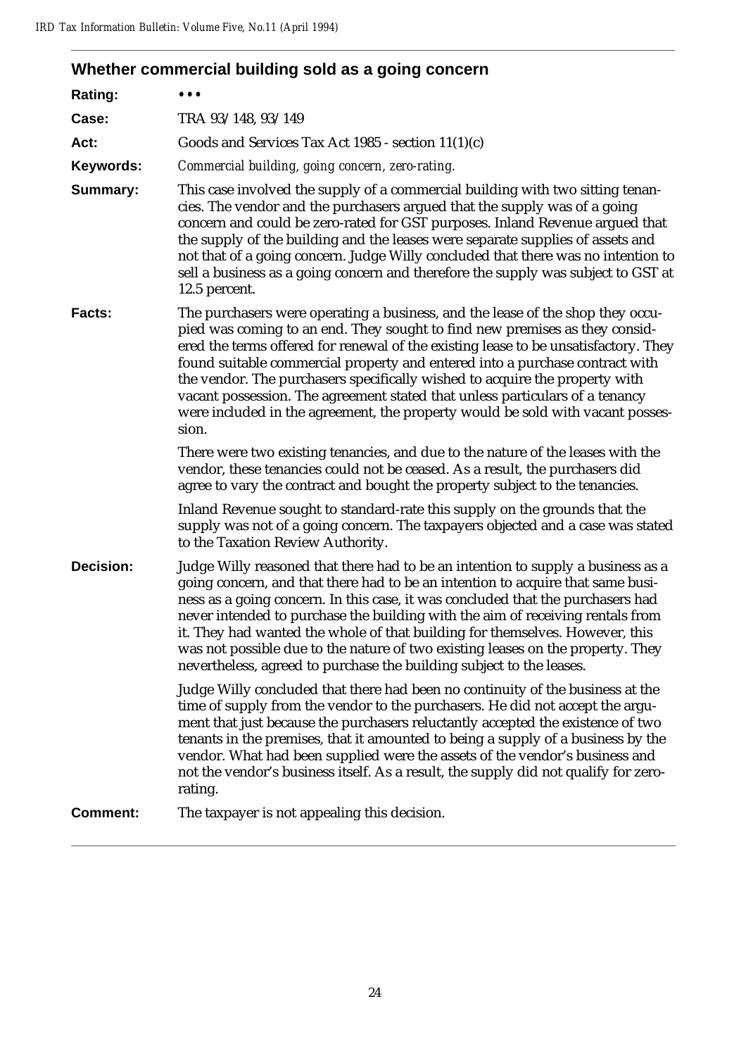## Whether commercial building sold as a going concern

**Rating:** • • •

**Case:** TRA 93/148, 93/149

**Act:** Goods and Services Tax Act 1985 - section 11(1)(c)

**Keywords:** *Commercial building, going concern, zero-rating.*

**Summary:** This case involved the supply of a commercial building with two sitting tenancies. The vendor and the purchasers argued that the supply was of a going concern and could be zero-rated for GST purposes. Inland Revenue argued that the supply of the building and the leases were separate supplies of assets and not that of a going concern. Judge Willy concluded that there was no intention to sell a business as a going concern and therefore the supply was subject to GST at 12.5 percent.

**Facts:** The purchasers were operating a business, and the lease of the shop they occupied was coming to an end. They sought to find new premises as they considered the terms offered for renewal of the existing lease to be unsatisfactory. They found suitable commercial property and entered into a purchase contract with the vendor. The purchasers specifically wished to acquire the property with vacant possession. The agreement stated that unless particulars of a tenancy were included in the agreement, the property would be sold with vacant possession.

There were two existing tenancies, and due to the nature of the leases with the vendor, these tenancies could not be ceased. As a result, the purchasers did agree to vary the contract and bought the property subject to the tenancies.

Inland Revenue sought to standard-rate this supply on the grounds that the supply was not of a going concern. The taxpayers objected and a case was stated to the Taxation Review Authority.

**Decision:** Judge Willy reasoned that there had to be an intention to supply a business as a going concern, and that there had to be an intention to acquire that same business as a going concern. In this case, it was concluded that the purchasers had never intended to purchase the building with the aim of receiving rentals from it. They had wanted the whole of that building for themselves. However, this was not possible due to the nature of two existing leases on the property. They nevertheless, agreed to purchase the building subject to the leases.

Judge Willy concluded that there had been no continuity of the business at the time of supply from the vendor to the purchasers. He did not accept the argument that just because the purchasers reluctantly accepted the existence of two tenants in the premises, that it amounted to being a supply of a business by the vendor. What had been supplied were the assets of the vendor's business and not the vendor's business itself. As a result, the supply did not qualify for zero-rating.

**Comment:** The taxpayer is not appealing this decision.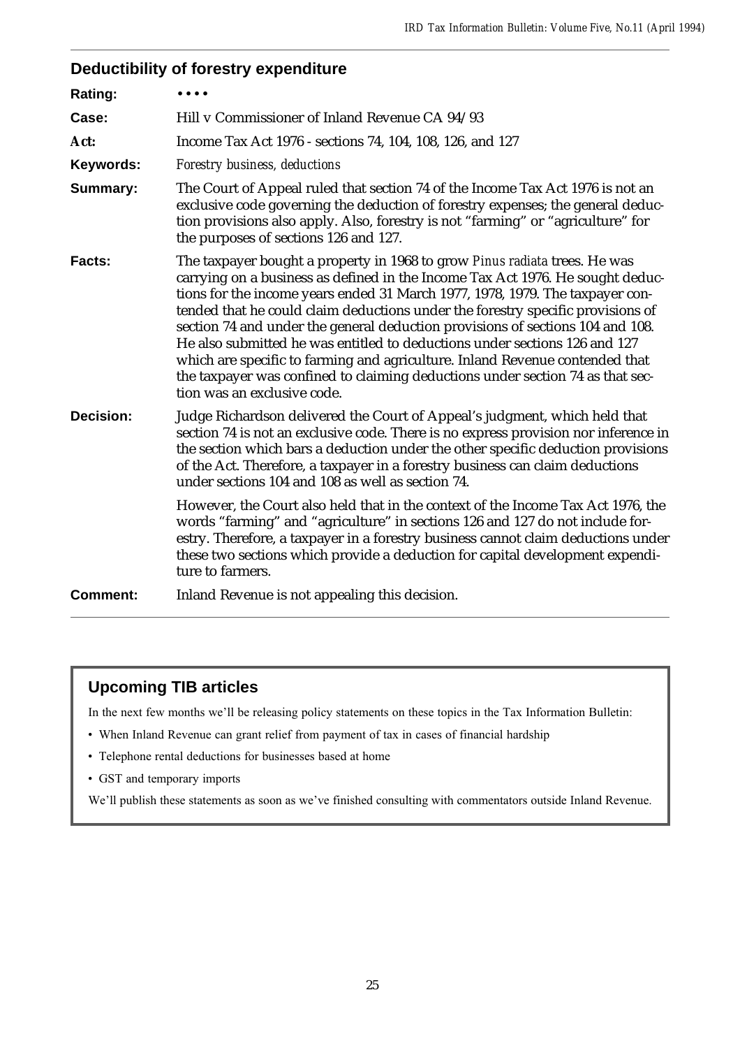## Deductibility of forestry expenditure

| | |
|---|---|
| **Rating:** | • • • • |
| **Case:** | Hill v Commissioner of Inland Revenue CA 94/93 |
| **Act:** | Income Tax Act 1976 - sections 74, 104, 108, 126, and 127 |
| **Keywords:** | *Forestry business, deductions* |
| **Summary:** | The Court of Appeal ruled that section 74 of the Income Tax Act 1976 is not an exclusive code governing the deduction of forestry expenses; the general deduction provisions also apply. Also, forestry is not "farming" or "agriculture" for the purposes of sections 126 and 127. |
| **Facts:** | The taxpayer bought a property in 1968 to grow *Pinus radiata* trees. He was carrying on a business as defined in the Income Tax Act 1976. He sought deductions for the income years ended 31 March 1977, 1978, 1979. The taxpayer contended that he could claim deductions under the forestry specific provisions of section 74 and under the general deduction provisions of sections 104 and 108. He also submitted he was entitled to deductions under sections 126 and 127 which are specific to farming and agriculture. Inland Revenue contended that the taxpayer was confined to claiming deductions under section 74 as that section was an exclusive code. |
| **Decision:** | Judge Richardson delivered the Court of Appeal's judgment, which held that section 74 is not an exclusive code. There is no express provision nor inference in the section which bars a deduction under the other specific deduction provisions of the Act. Therefore, a taxpayer in a forestry business can claim deductions under sections 104 and 108 as well as section 74. However, the Court also held that in the context of the Income Tax Act 1976, the words "farming" and "agriculture" in sections 126 and 127 do not include forestry. Therefore, a taxpayer in a forestry business cannot claim deductions under these two sections which provide a deduction for capital development expenditure to farmers. |
| **Comment:** | Inland Revenue is not appealing this decision. |

## Upcoming TIB articles

In the next few months we'll be releasing policy statements on these topics in the Tax Information Bulletin:

- When Inland Revenue can grant relief from payment of tax in cases of financial hardship
- Telephone rental deductions for businesses based at home
- GST and temporary imports

We'll publish these statements as soon as we've finished consulting with commentators outside Inland Revenue.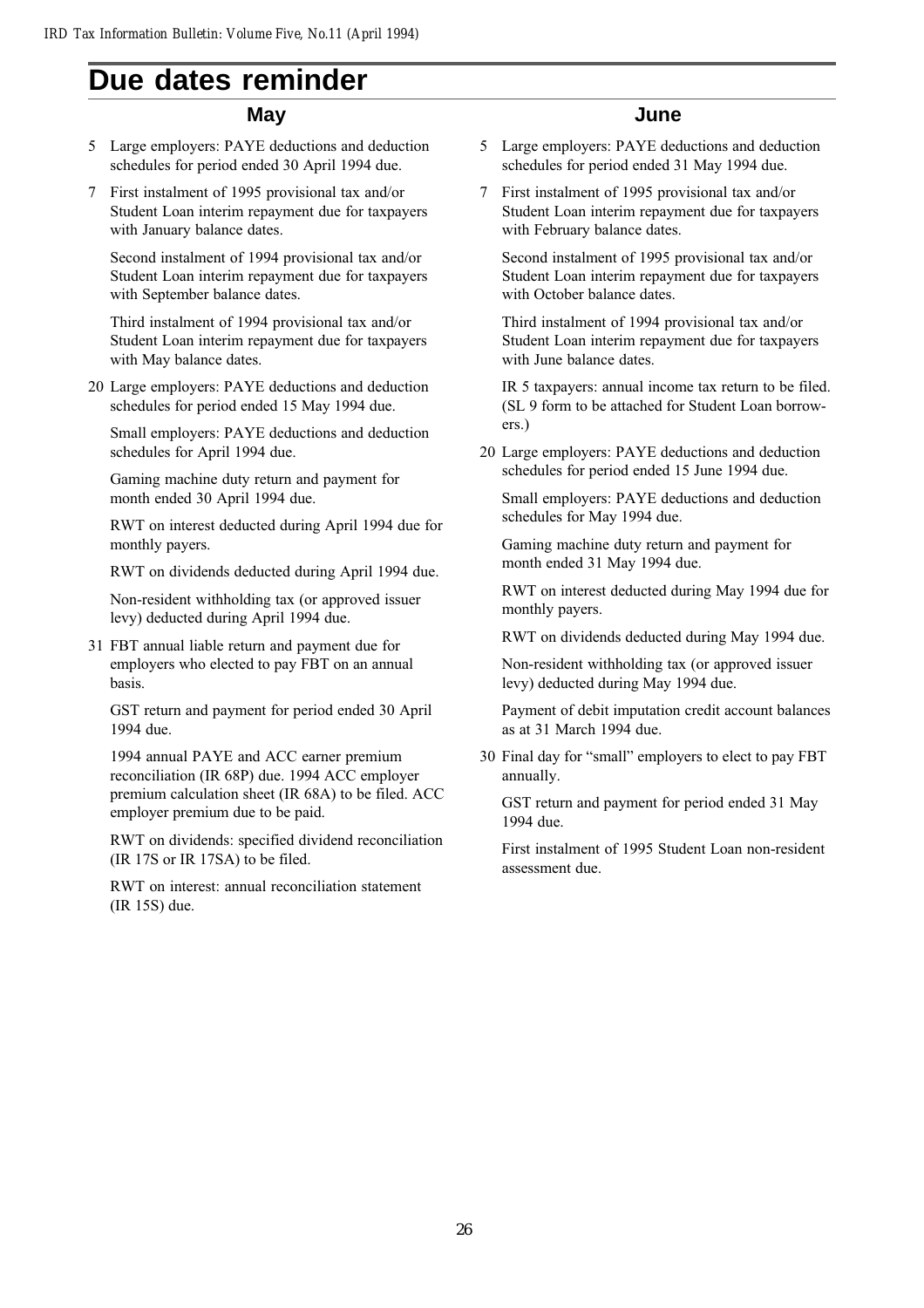# Due dates reminder

## May

5 Large employers: PAYE deductions and deduction schedules for period ended 30 April 1994 due.

7 First instalment of 1995 provisional tax and/or Student Loan interim repayment due for taxpayers with January balance dates.

Second instalment of 1994 provisional tax and/or Student Loan interim repayment due for taxpayers with September balance dates.

Third instalment of 1994 provisional tax and/or Student Loan interim repayment due for taxpayers with May balance dates.

20 Large employers: PAYE deductions and deduction schedules for period ended 15 May 1994 due.

Small employers: PAYE deductions and deduction schedules for April 1994 due.

Gaming machine duty return and payment for month ended 30 April 1994 due.

RWT on interest deducted during April 1994 due for monthly payers.

RWT on dividends deducted during April 1994 due.

Non-resident withholding tax (or approved issuer levy) deducted during April 1994 due.

31 FBT annual liable return and payment due for employers who elected to pay FBT on an annual basis.

GST return and payment for period ended 30 April 1994 due.

1994 annual PAYE and ACC earner premium reconciliation (IR 68P) due. 1994 ACC employer premium calculation sheet (IR 68A) to be filed. ACC employer premium due to be paid.

RWT on dividends: specified dividend reconciliation (IR 17S or IR 17SA) to be filed.

RWT on interest: annual reconciliation statement (IR 15S) due.

## June

5 Large employers: PAYE deductions and deduction schedules for period ended 31 May 1994 due.

7 First instalment of 1995 provisional tax and/or Student Loan interim repayment due for taxpayers with February balance dates.

Second instalment of 1995 provisional tax and/or Student Loan interim repayment due for taxpayers with October balance dates.

Third instalment of 1994 provisional tax and/or Student Loan interim repayment due for taxpayers with June balance dates.

IR 5 taxpayers: annual income tax return to be filed. (SL 9 form to be attached for Student Loan borrowers.)

20 Large employers: PAYE deductions and deduction schedules for period ended 15 June 1994 due.

Small employers: PAYE deductions and deduction schedules for May 1994 due.

Gaming machine duty return and payment for month ended 31 May 1994 due.

RWT on interest deducted during May 1994 due for monthly payers.

RWT on dividends deducted during May 1994 due.

Non-resident withholding tax (or approved issuer levy) deducted during May 1994 due.

Payment of debit imputation credit account balances as at 31 March 1994 due.

30 Final day for "small" employers to elect to pay FBT annually.

GST return and payment for period ended 31 May 1994 due.

First instalment of 1995 Student Loan non-resident assessment due.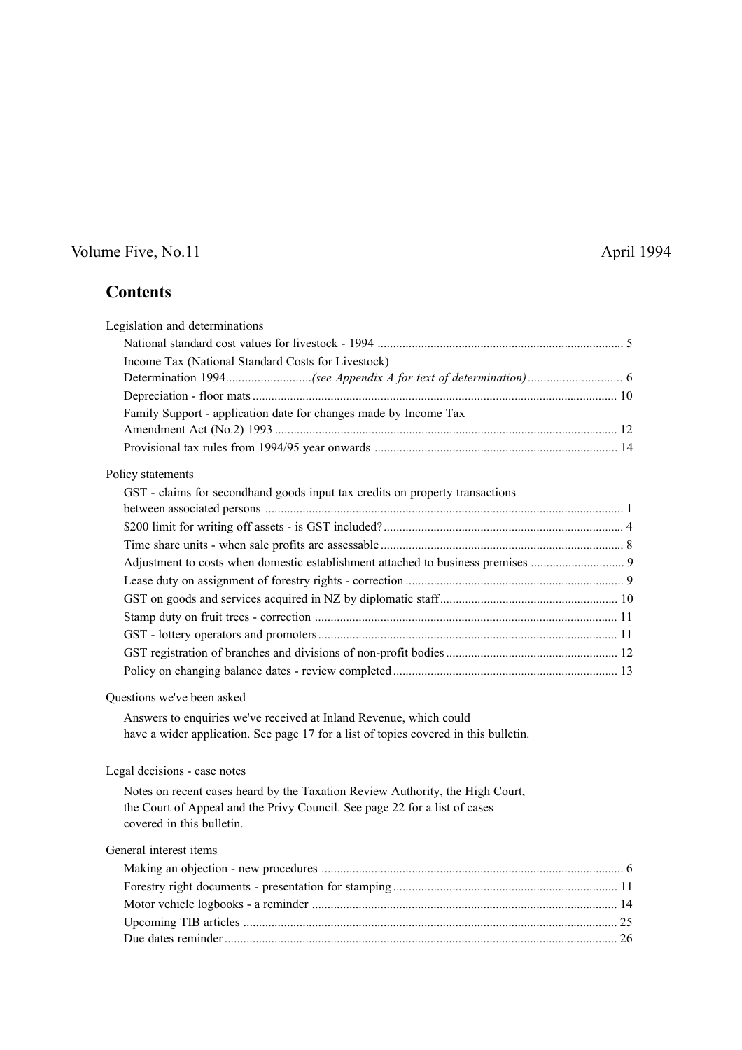Volume Five, No.11 April 1994

## Contents

Legislation and determinations

- National standard cost values for livestock - 1994 .............................................................................. 5
- Income Tax (National Standard Costs for Livestock) Determination 1994...........................*(see Appendix A for text of determination)* .............................. 6
- Depreciation - floor mats .................................................................................................................... 10
- Family Support - application date for changes made by Income Tax Amendment Act (No.2) 1993 ............................................................................................................ 12
- Provisional tax rules from 1994/95 year onwards .............................................................................. 14

Policy statements

- GST - claims for secondhand goods input tax credits on property transactions between associated persons .................................................................................................................. 1
- $200 limit for writing off assets - is GST included?............................................................................ 4
- Time share units - when sale profits are assessable ............................................................................. 8
- Adjustment to costs when domestic establishment attached to business premises .............................. 9
- Lease duty on assignment of forestry rights - correction ..................................................................... 9
- GST on goods and services acquired in NZ by diplomatic staff......................................................... 10
- Stamp duty on fruit trees - correction ................................................................................................ 11
- GST - lottery operators and promoters............................................................................................... 11
- GST registration of branches and divisions of non-profit bodies ....................................................... 12
- Policy on changing balance dates - review completed ....................................................................... 13

Questions we've been asked

Answers to enquiries we've received at Inland Revenue, which could have a wider application. See page 17 for a list of topics covered in this bulletin.

Legal decisions - case notes

Notes on recent cases heard by the Taxation Review Authority, the High Court, the Court of Appeal and the Privy Council. See page 22 for a list of cases covered in this bulletin.

General interest items

- Making an objection - new procedures ................................................................................................ 6
- Forestry right documents - presentation for stamping ....................................................................... 11
- Motor vehicle logbooks - a reminder ................................................................................................. 14
- Upcoming TIB articles ...................................................................................................................... 25
- Due dates reminder ............................................................................................................................ 26